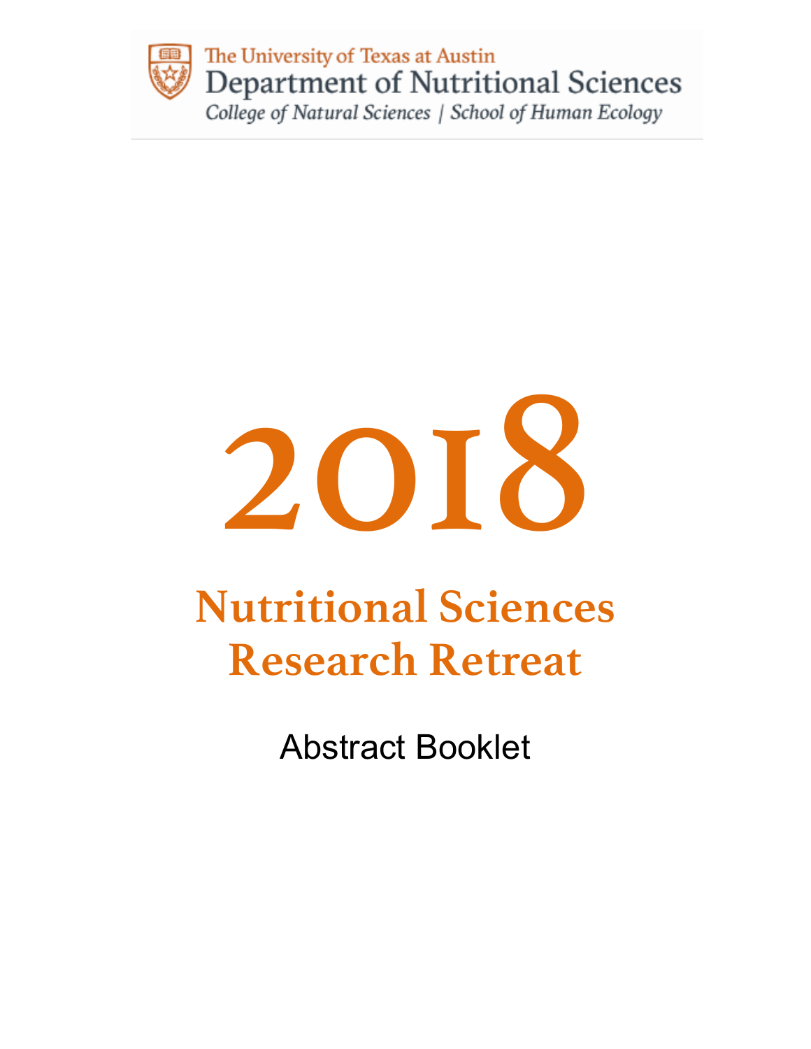The University of Texas at Austin

Department of Nutritional Sciences

College of Natural Sciences | School of Human Ecology

# 2018

# Nutritional Sciences Research Retreat

## Abstract Booklet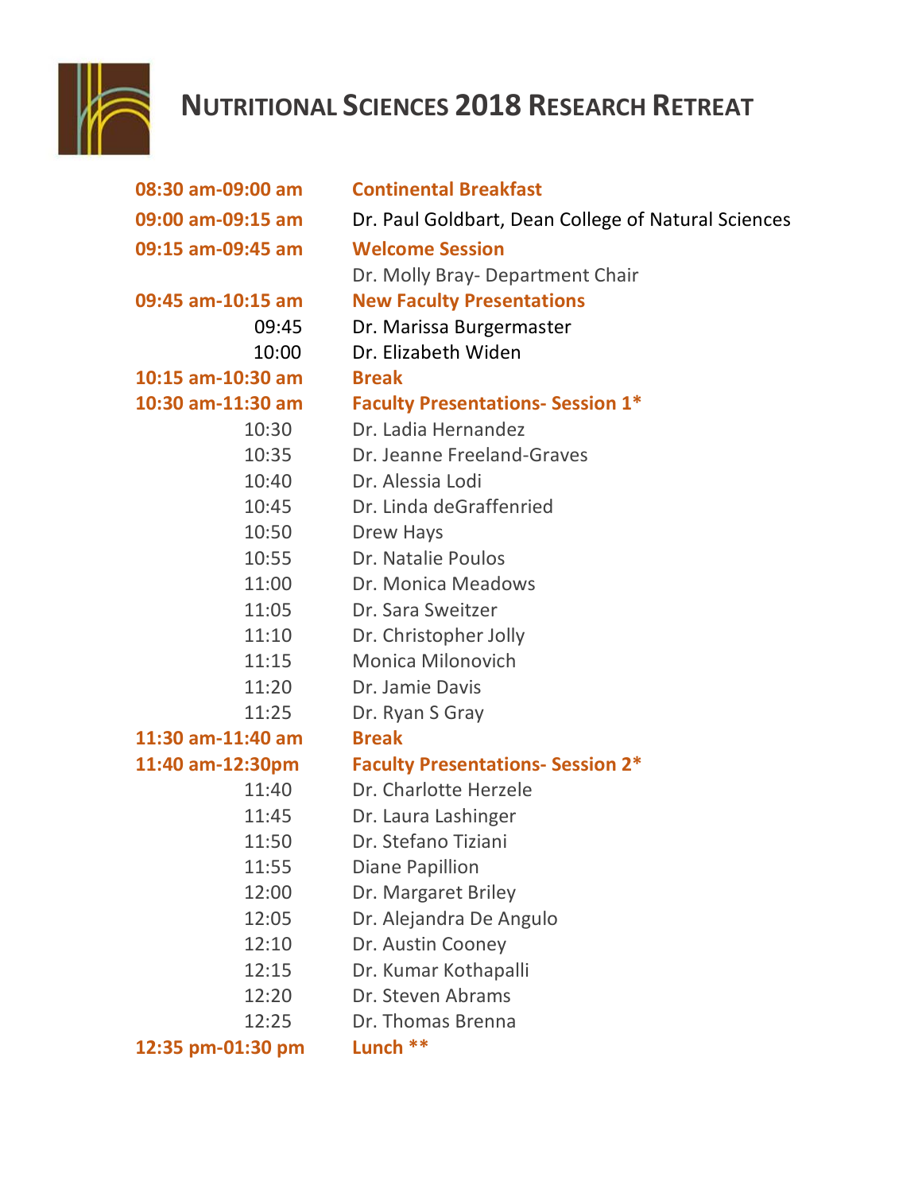# NUTRITIONAL SCIENCES 2018 RESEARCH RETREAT

| | |
|---|---|
| **08:30 am-09:00 am** | **Continental Breakfast** |
| **09:00 am-09:15 am** | Dr. Paul Goldbart, Dean College of Natural Sciences |
| **09:15 am-09:45 am** | **Welcome Session** |
| | Dr. Molly Bray- Department Chair |
| **09:45 am-10:15 am** | **New Faculty Presentations** |
| 09:45 | Dr. Marissa Burgermaster |
| 10:00 | Dr. Elizabeth Widen |
| **10:15 am-10:30 am** | **Break** |
| **10:30 am-11:30 am** | **Faculty Presentations- Session 1*** |
| 10:30 | Dr. Ladia Hernandez |
| 10:35 | Dr. Jeanne Freeland-Graves |
| 10:40 | Dr. Alessia Lodi |
| 10:45 | Dr. Linda deGraffenried |
| 10:50 | Drew Hays |
| 10:55 | Dr. Natalie Poulos |
| 11:00 | Dr. Monica Meadows |
| 11:05 | Dr. Sara Sweitzer |
| 11:10 | Dr. Christopher Jolly |
| 11:15 | Monica Milonovich |
| 11:20 | Dr. Jamie Davis |
| 11:25 | Dr. Ryan S Gray |
| **11:30 am-11:40 am** | **Break** |
| **11:40 am-12:30pm** | **Faculty Presentations- Session 2*** |
| 11:40 | Dr. Charlotte Herzele |
| 11:45 | Dr. Laura Lashinger |
| 11:50 | Dr. Stefano Tiziani |
| 11:55 | Diane Papillion |
| 12:00 | Dr. Margaret Briley |
| 12:05 | Dr. Alejandra De Angulo |
| 12:10 | Dr. Austin Cooney |
| 12:15 | Dr. Kumar Kothapalli |
| 12:20 | Dr. Steven Abrams |
| 12:25 | Dr. Thomas Brenna |
| **12:35 pm-01:30 pm** | **Lunch **** |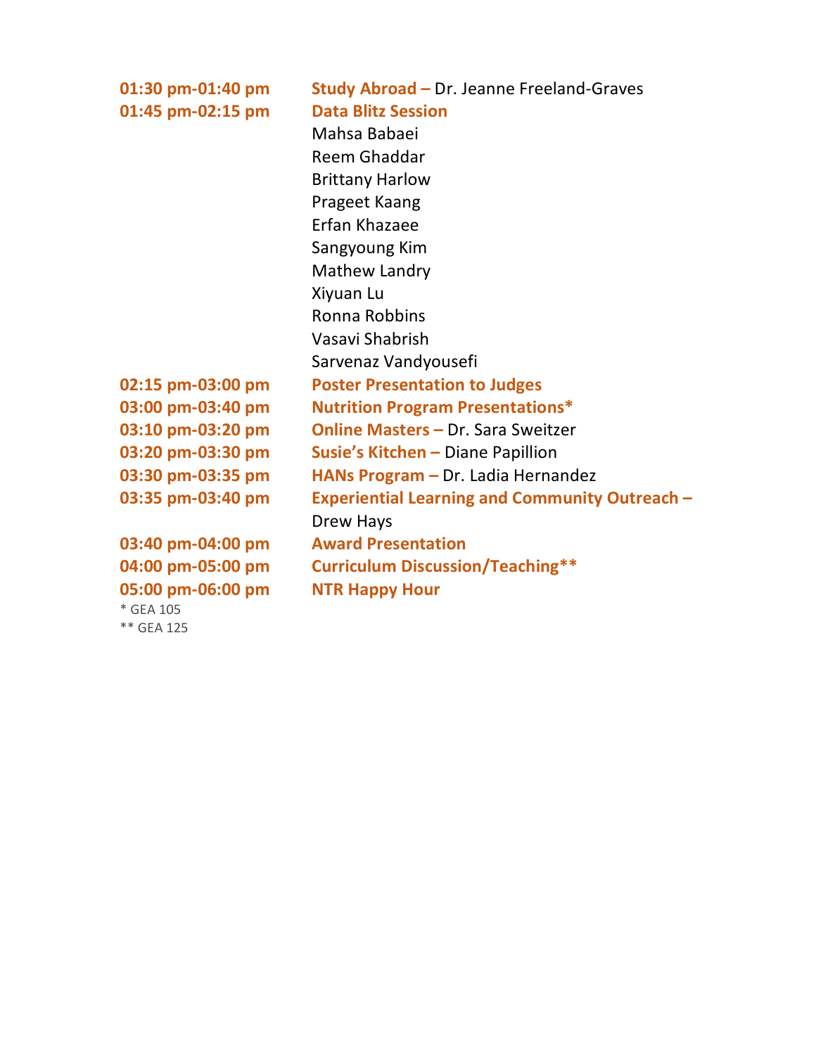**01:30 pm-01:40 pm** **Study Abroad –** Dr. Jeanne Freeland-Graves

**01:45 pm-02:15 pm** **Data Blitz Session**

Mahsa Babaei
Reem Ghaddar
Brittany Harlow
Prageet Kaang
Erfan Khazaee
Sangyoung Kim
Mathew Landry
Xiyuan Lu
Ronna Robbins
Vasavi Shabrish
Sarvenaz Vandyousefi

**02:15 pm-03:00 pm** **Poster Presentation to Judges**

**03:00 pm-03:40 pm** **Nutrition Program Presentations***

**03:10 pm-03:20 pm** **Online Masters –** Dr. Sara Sweitzer

**03:20 pm-03:30 pm** **Susie's Kitchen –** Diane Papillion

**03:30 pm-03:35 pm** **HANs Program –** Dr. Ladia Hernandez

**03:35 pm-03:40 pm** **Experiential Learning and Community Outreach –** Drew Hays

**03:40 pm-04:00 pm** **Award Presentation**

**04:00 pm-05:00 pm** **Curriculum Discussion/Teaching****

**05:00 pm-06:00 pm** **NTR Happy Hour**

\* GEA 105
\*\* GEA 125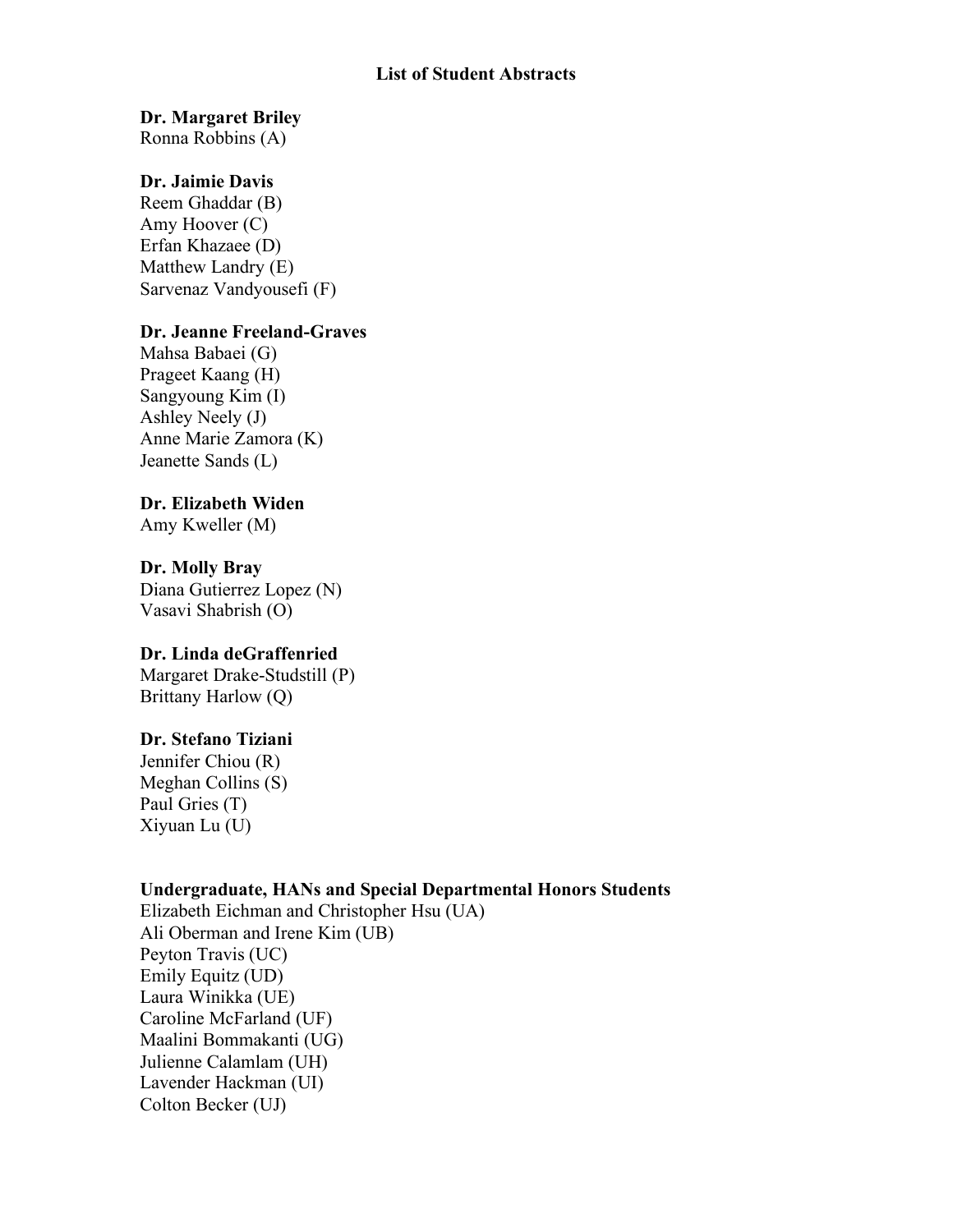# List of Student Abstracts

**Dr. Margaret Briley**
Ronna Robbins (A)

**Dr. Jaimie Davis**
Reem Ghaddar (B)
Amy Hoover (C)
Erfan Khazaee (D)
Matthew Landry (E)
Sarvenaz Vandyousefi (F)

**Dr. Jeanne Freeland-Graves**
Mahsa Babaei (G)
Prageet Kaang (H)
Sangyoung Kim (I)
Ashley Neely (J)
Anne Marie Zamora (K)
Jeanette Sands (L)

**Dr. Elizabeth Widen**
Amy Kweller (M)

**Dr. Molly Bray**
Diana Gutierrez Lopez (N)
Vasavi Shabrish (O)

**Dr. Linda deGraffenried**
Margaret Drake-Studstill (P)
Brittany Harlow (Q)

**Dr. Stefano Tiziani**
Jennifer Chiou (R)
Meghan Collins (S)
Paul Gries (T)
Xiyuan Lu (U)

**Undergraduate, HANs and Special Departmental Honors Students**
Elizabeth Eichman and Christopher Hsu (UA)
Ali Oberman and Irene Kim (UB)
Peyton Travis (UC)
Emily Equitz (UD)
Laura Winikka (UE)
Caroline McFarland (UF)
Maalini Bommakanti (UG)
Julienne Calamlam (UH)
Lavender Hackman (UI)
Colton Becker (UJ)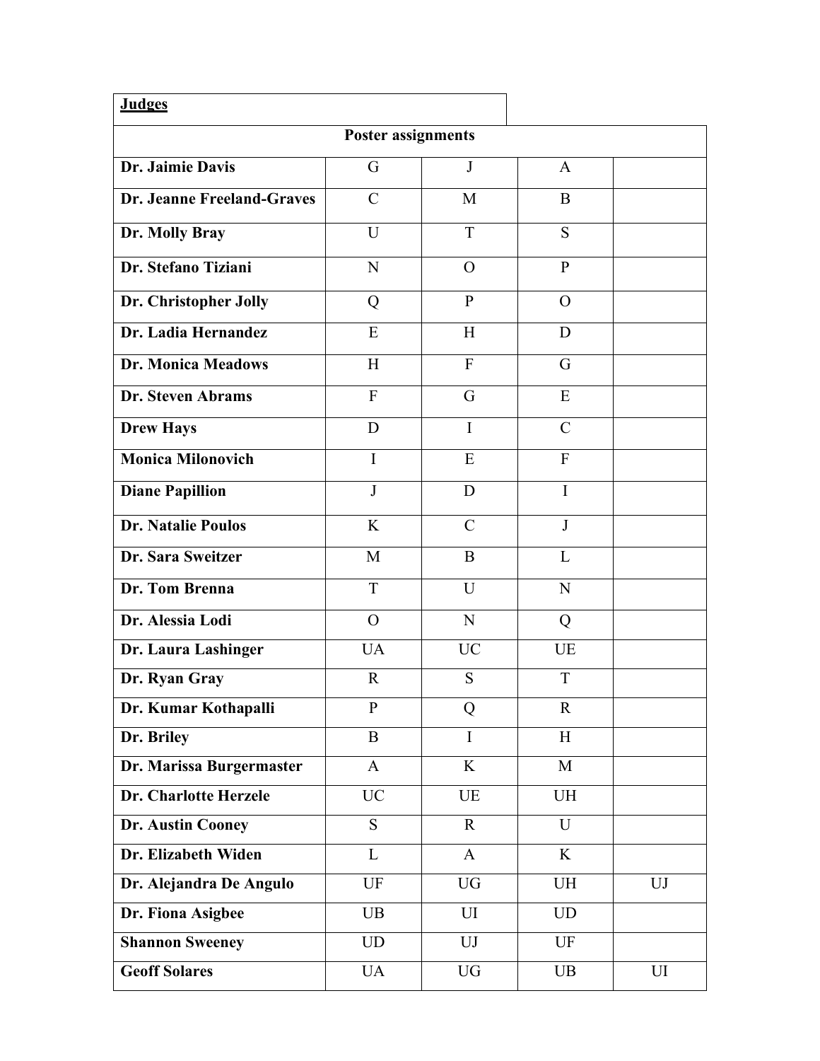| **Judges** | | | | |
|---|---|---|---|---|
| **Poster assignments** | | | | |
| **Dr. Jaimie Davis** | G | J | A | |
| **Dr. Jeanne Freeland-Graves** | C | M | B | |
| **Dr. Molly Bray** | U | T | S | |
| **Dr. Stefano Tiziani** | N | O | P | |
| **Dr. Christopher Jolly** | Q | P | O | |
| **Dr. Ladia Hernandez** | E | H | D | |
| **Dr. Monica Meadows** | H | F | G | |
| **Dr. Steven Abrams** | F | G | E | |
| **Drew Hays** | D | I | C | |
| **Monica Milonovich** | I | E | F | |
| **Diane Papillion** | J | D | I | |
| **Dr. Natalie Poulos** | K | C | J | |
| **Dr. Sara Sweitzer** | M | B | L | |
| **Dr. Tom Brenna** | T | U | N | |
| **Dr. Alessia Lodi** | O | N | Q | |
| **Dr. Laura Lashinger** | UA | UC | UE | |
| **Dr. Ryan Gray** | R | S | T | |
| **Dr. Kumar Kothapalli** | P | Q | R | |
| **Dr. Briley** | B | I | H | |
| **Dr. Marissa Burgermaster** | A | K | M | |
| **Dr. Charlotte Herzele** | UC | UE | UH | |
| **Dr. Austin Cooney** | S | R | U | |
| **Dr. Elizabeth Widen** | L | A | K | |
| **Dr. Alejandra De Angulo** | UF | UG | UH | UJ |
| **Dr. Fiona Asigbee** | UB | UI | UD | |
| **Shannon Sweeney** | UD | UJ | UF | |
| **Geoff Solares** | UA | UG | UB | UI |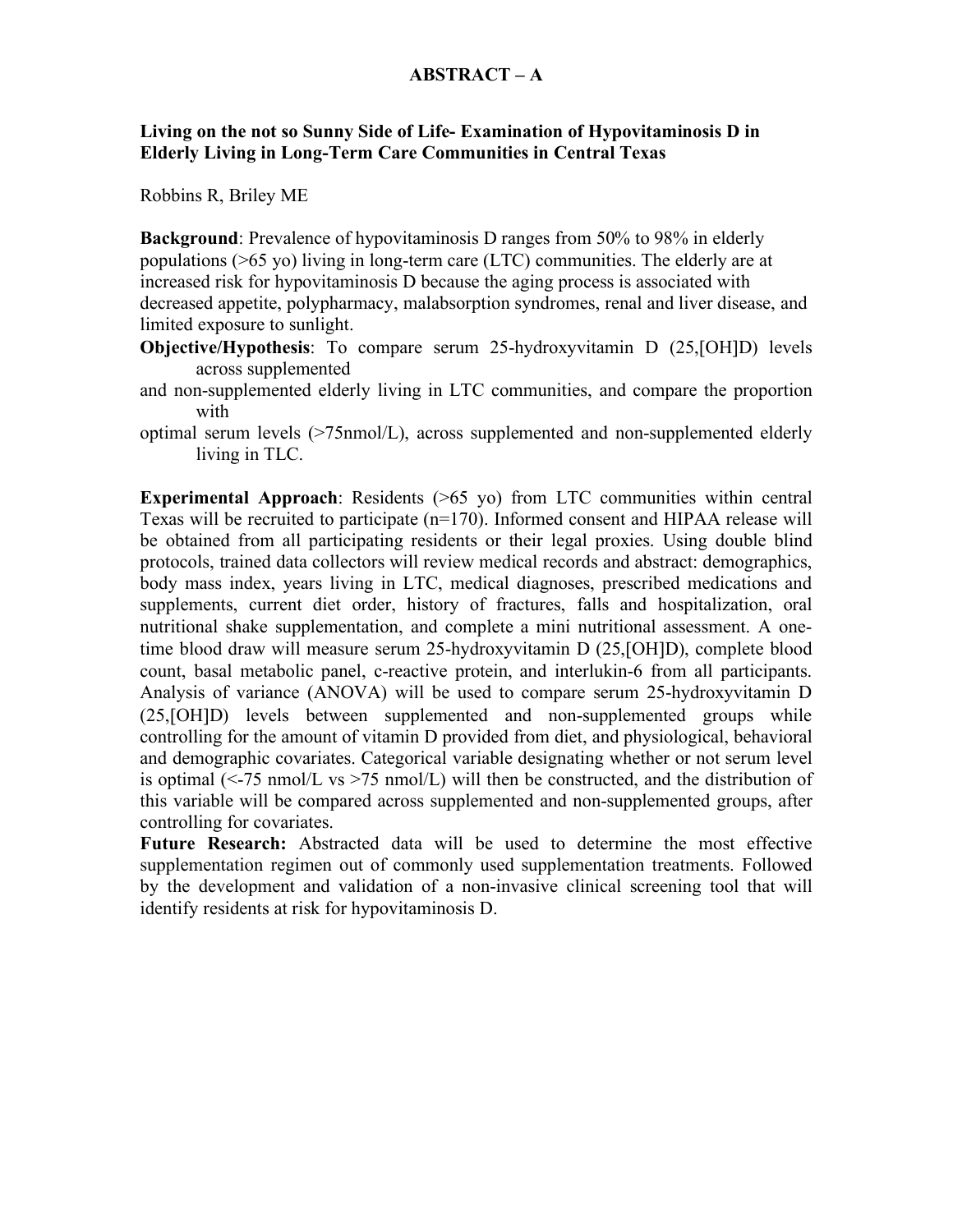## ABSTRACT – A

**Living on the not so Sunny Side of Life- Examination of Hypovitaminosis D in Elderly Living in Long-Term Care Communities in Central Texas**

Robbins R, Briley ME

**Background**: Prevalence of hypovitaminosis D ranges from 50% to 98% in elderly populations (>65 yo) living in long-term care (LTC) communities. The elderly are at increased risk for hypovitaminosis D because the aging process is associated with decreased appetite, polypharmacy, malabsorption syndromes, renal and liver disease, and limited exposure to sunlight.

**Objective/Hypothesis**: To compare serum 25-hydroxyvitamin D (25,[OH]D) levels across supplemented and non-supplemented elderly living in LTC communities, and compare the proportion with optimal serum levels (>75nmol/L), across supplemented and non-supplemented elderly living in TLC.

**Experimental Approach**: Residents (>65 yo) from LTC communities within central Texas will be recruited to participate (n=170). Informed consent and HIPAA release will be obtained from all participating residents or their legal proxies. Using double blind protocols, trained data collectors will review medical records and abstract: demographics, body mass index, years living in LTC, medical diagnoses, prescribed medications and supplements, current diet order, history of fractures, falls and hospitalization, oral nutritional shake supplementation, and complete a mini nutritional assessment. A one-time blood draw will measure serum 25-hydroxyvitamin D (25,[OH]D), complete blood count, basal metabolic panel, c-reactive protein, and interlukin-6 from all participants. Analysis of variance (ANOVA) will be used to compare serum 25-hydroxyvitamin D (25,[OH]D) levels between supplemented and non-supplemented groups while controlling for the amount of vitamin D provided from diet, and physiological, behavioral and demographic covariates. Categorical variable designating whether or not serum level is optimal (<-75 nmol/L vs >75 nmol/L) will then be constructed, and the distribution of this variable will be compared across supplemented and non-supplemented groups, after controlling for covariates.

**Future Research:** Abstracted data will be used to determine the most effective supplementation regimen out of commonly used supplementation treatments. Followed by the development and validation of a non-invasive clinical screening tool that will identify residents at risk for hypovitaminosis D.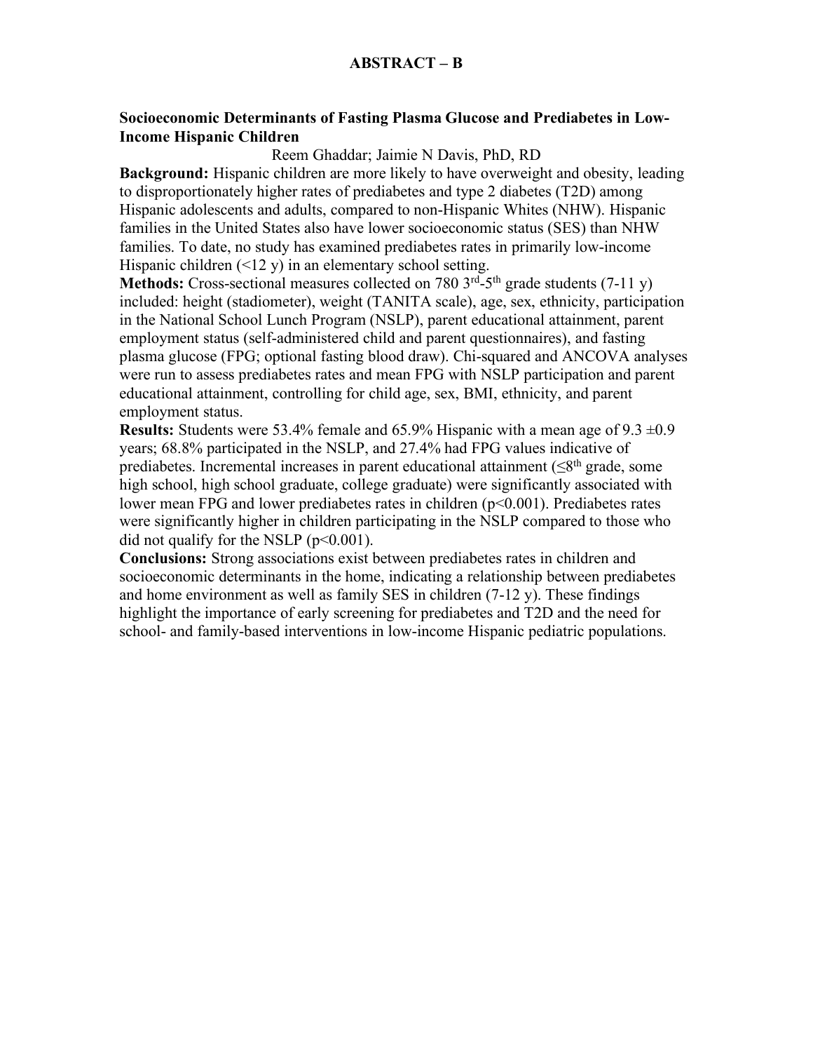# ABSTRACT – B

## Socioeconomic Determinants of Fasting Plasma Glucose and Prediabetes in Low-Income Hispanic Children

Reem Ghaddar; Jaimie N Davis, PhD, RD

**Background:** Hispanic children are more likely to have overweight and obesity, leading to disproportionately higher rates of prediabetes and type 2 diabetes (T2D) among Hispanic adolescents and adults, compared to non-Hispanic Whites (NHW). Hispanic families in the United States also have lower socioeconomic status (SES) than NHW families. To date, no study has examined prediabetes rates in primarily low-income Hispanic children (<12 y) in an elementary school setting.

**Methods:** Cross-sectional measures collected on 780 3$^{rd}$-5$^{th}$ grade students (7-11 y) included: height (stadiometer), weight (TANITA scale), age, sex, ethnicity, participation in the National School Lunch Program (NSLP), parent educational attainment, parent employment status (self-administered child and parent questionnaires), and fasting plasma glucose (FPG; optional fasting blood draw). Chi-squared and ANCOVA analyses were run to assess prediabetes rates and mean FPG with NSLP participation and parent educational attainment, controlling for child age, sex, BMI, ethnicity, and parent employment status.

**Results:** Students were 53.4% female and 65.9% Hispanic with a mean age of 9.3 ±0.9 years; 68.8% participated in the NSLP, and 27.4% had FPG values indicative of prediabetes. Incremental increases in parent educational attainment (≤8$^{th}$ grade, some high school, high school graduate, college graduate) were significantly associated with lower mean FPG and lower prediabetes rates in children ($p<0.001$). Prediabetes rates were significantly higher in children participating in the NSLP compared to those who did not qualify for the NSLP ($p<0.001$).

**Conclusions:** Strong associations exist between prediabetes rates in children and socioeconomic determinants in the home, indicating a relationship between prediabetes and home environment as well as family SES in children (7-12 y). These findings highlight the importance of early screening for prediabetes and T2D and the need for school- and family-based interventions in low-income Hispanic pediatric populations.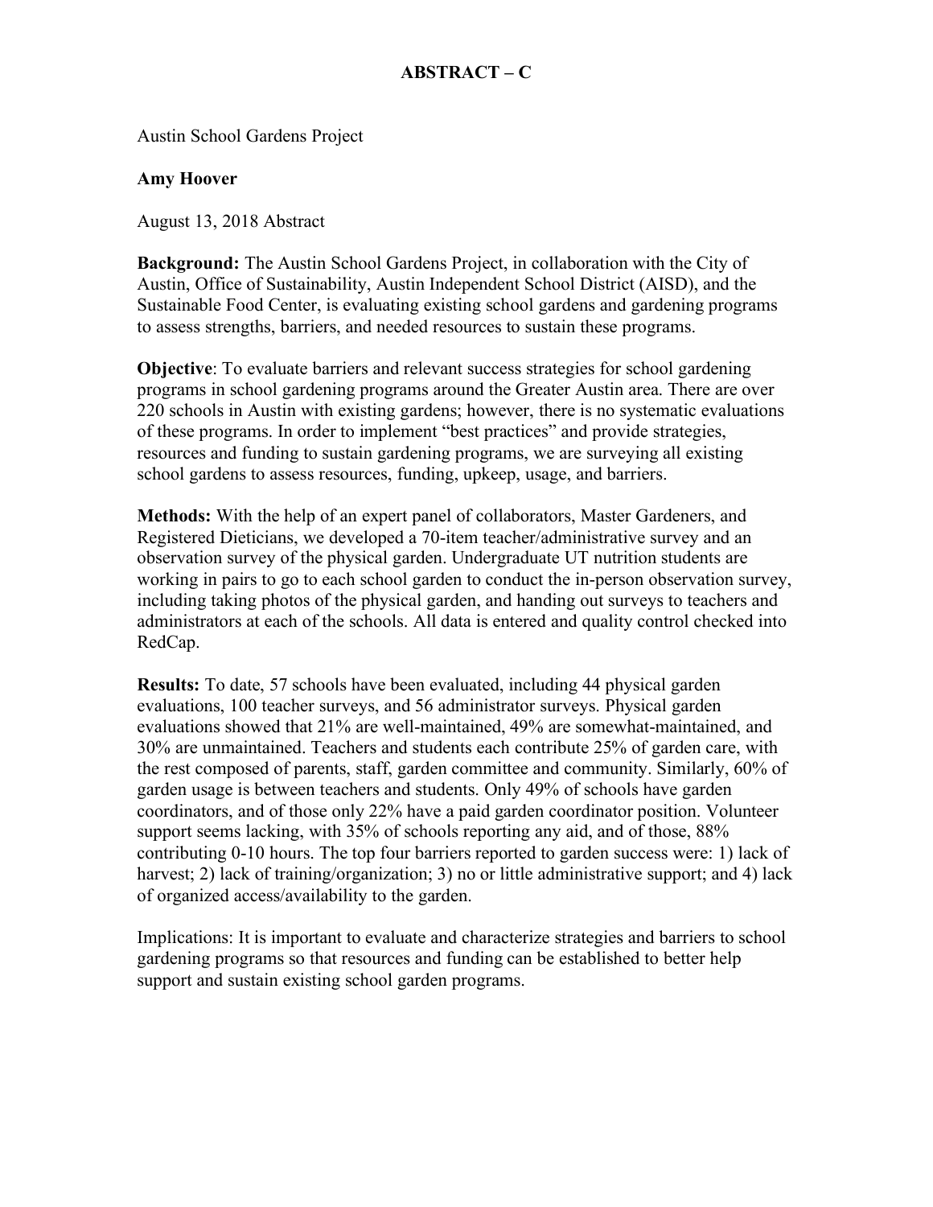# ABSTRACT – C

Austin School Gardens Project

**Amy Hoover**

August 13, 2018 Abstract

**Background:** The Austin School Gardens Project, in collaboration with the City of Austin, Office of Sustainability, Austin Independent School District (AISD), and the Sustainable Food Center, is evaluating existing school gardens and gardening programs to assess strengths, barriers, and needed resources to sustain these programs.

**Objective**: To evaluate barriers and relevant success strategies for school gardening programs in school gardening programs around the Greater Austin area. There are over 220 schools in Austin with existing gardens; however, there is no systematic evaluations of these programs. In order to implement "best practices" and provide strategies, resources and funding to sustain gardening programs, we are surveying all existing school gardens to assess resources, funding, upkeep, usage, and barriers.

**Methods:** With the help of an expert panel of collaborators, Master Gardeners, and Registered Dieticians, we developed a 70-item teacher/administrative survey and an observation survey of the physical garden. Undergraduate UT nutrition students are working in pairs to go to each school garden to conduct the in-person observation survey, including taking photos of the physical garden, and handing out surveys to teachers and administrators at each of the schools. All data is entered and quality control checked into RedCap.

**Results:** To date, 57 schools have been evaluated, including 44 physical garden evaluations, 100 teacher surveys, and 56 administrator surveys. Physical garden evaluations showed that 21% are well-maintained, 49% are somewhat-maintained, and 30% are unmaintained. Teachers and students each contribute 25% of garden care, with the rest composed of parents, staff, garden committee and community. Similarly, 60% of garden usage is between teachers and students. Only 49% of schools have garden coordinators, and of those only 22% have a paid garden coordinator position. Volunteer support seems lacking, with 35% of schools reporting any aid, and of those, 88% contributing 0-10 hours. The top four barriers reported to garden success were: 1) lack of harvest; 2) lack of training/organization; 3) no or little administrative support; and 4) lack of organized access/availability to the garden.

Implications: It is important to evaluate and characterize strategies and barriers to school gardening programs so that resources and funding can be established to better help support and sustain existing school garden programs.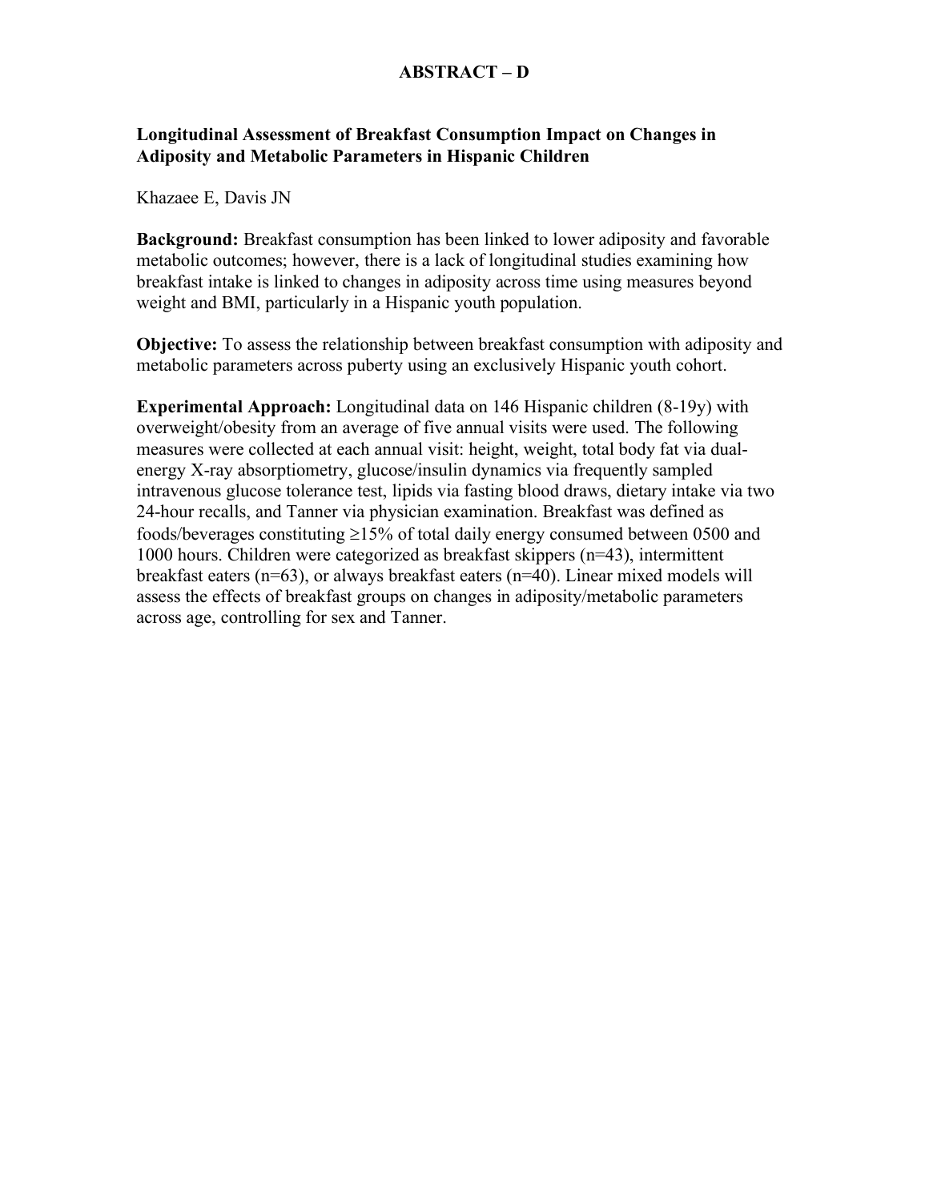# ABSTRACT – D

## Longitudinal Assessment of Breakfast Consumption Impact on Changes in Adiposity and Metabolic Parameters in Hispanic Children

Khazaee E, Davis JN

**Background:** Breakfast consumption has been linked to lower adiposity and favorable metabolic outcomes; however, there is a lack of longitudinal studies examining how breakfast intake is linked to changes in adiposity across time using measures beyond weight and BMI, particularly in a Hispanic youth population.

**Objective:** To assess the relationship between breakfast consumption with adiposity and metabolic parameters across puberty using an exclusively Hispanic youth cohort.

**Experimental Approach:** Longitudinal data on 146 Hispanic children (8-19y) with overweight/obesity from an average of five annual visits were used. The following measures were collected at each annual visit: height, weight, total body fat via dual-energy X-ray absorptiometry, glucose/insulin dynamics via frequently sampled intravenous glucose tolerance test, lipids via fasting blood draws, dietary intake via two 24-hour recalls, and Tanner via physician examination. Breakfast was defined as foods/beverages constituting ≥15% of total daily energy consumed between 0500 and 1000 hours. Children were categorized as breakfast skippers (n=43), intermittent breakfast eaters (n=63), or always breakfast eaters (n=40). Linear mixed models will assess the effects of breakfast groups on changes in adiposity/metabolic parameters across age, controlling for sex and Tanner.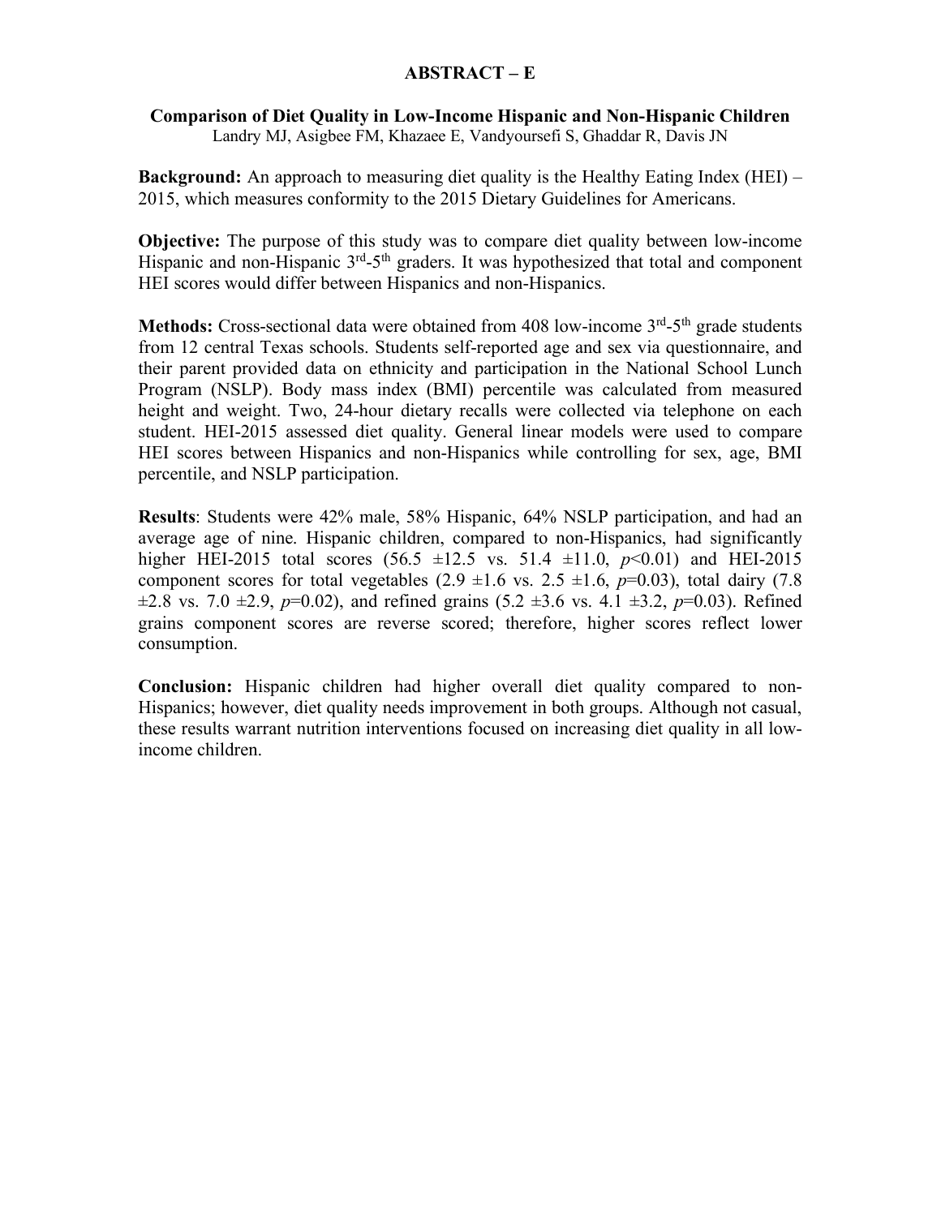# ABSTRACT – E

## Comparison of Diet Quality in Low-Income Hispanic and Non-Hispanic Children

Landry MJ, Asigbee FM, Khazaee E, Vandyoursefi S, Ghaddar R, Davis JN

**Background:** An approach to measuring diet quality is the Healthy Eating Index (HEI) – 2015, which measures conformity to the 2015 Dietary Guidelines for Americans.

**Objective:** The purpose of this study was to compare diet quality between low-income Hispanic and non-Hispanic 3rd-5th graders. It was hypothesized that total and component HEI scores would differ between Hispanics and non-Hispanics.

**Methods:** Cross-sectional data were obtained from 408 low-income 3rd-5th grade students from 12 central Texas schools. Students self-reported age and sex via questionnaire, and their parent provided data on ethnicity and participation in the National School Lunch Program (NSLP). Body mass index (BMI) percentile was calculated from measured height and weight. Two, 24-hour dietary recalls were collected via telephone on each student. HEI-2015 assessed diet quality. General linear models were used to compare HEI scores between Hispanics and non-Hispanics while controlling for sex, age, BMI percentile, and NSLP participation.

**Results**: Students were 42% male, 58% Hispanic, 64% NSLP participation, and had an average age of nine. Hispanic children, compared to non-Hispanics, had significantly higher HEI-2015 total scores (56.5 ±12.5 vs. 51.4 ±11.0, $p<0.01$) and HEI-2015 component scores for total vegetables (2.9 ±1.6 vs. 2.5 ±1.6, $p=0.03$), total dairy (7.8 ±2.8 vs. 7.0 ±2.9, $p=0.02$), and refined grains (5.2 ±3.6 vs. 4.1 ±3.2, $p=0.03$). Refined grains component scores are reverse scored; therefore, higher scores reflect lower consumption.

**Conclusion:** Hispanic children had higher overall diet quality compared to non-Hispanics; however, diet quality needs improvement in both groups. Although not casual, these results warrant nutrition interventions focused on increasing diet quality in all low-income children.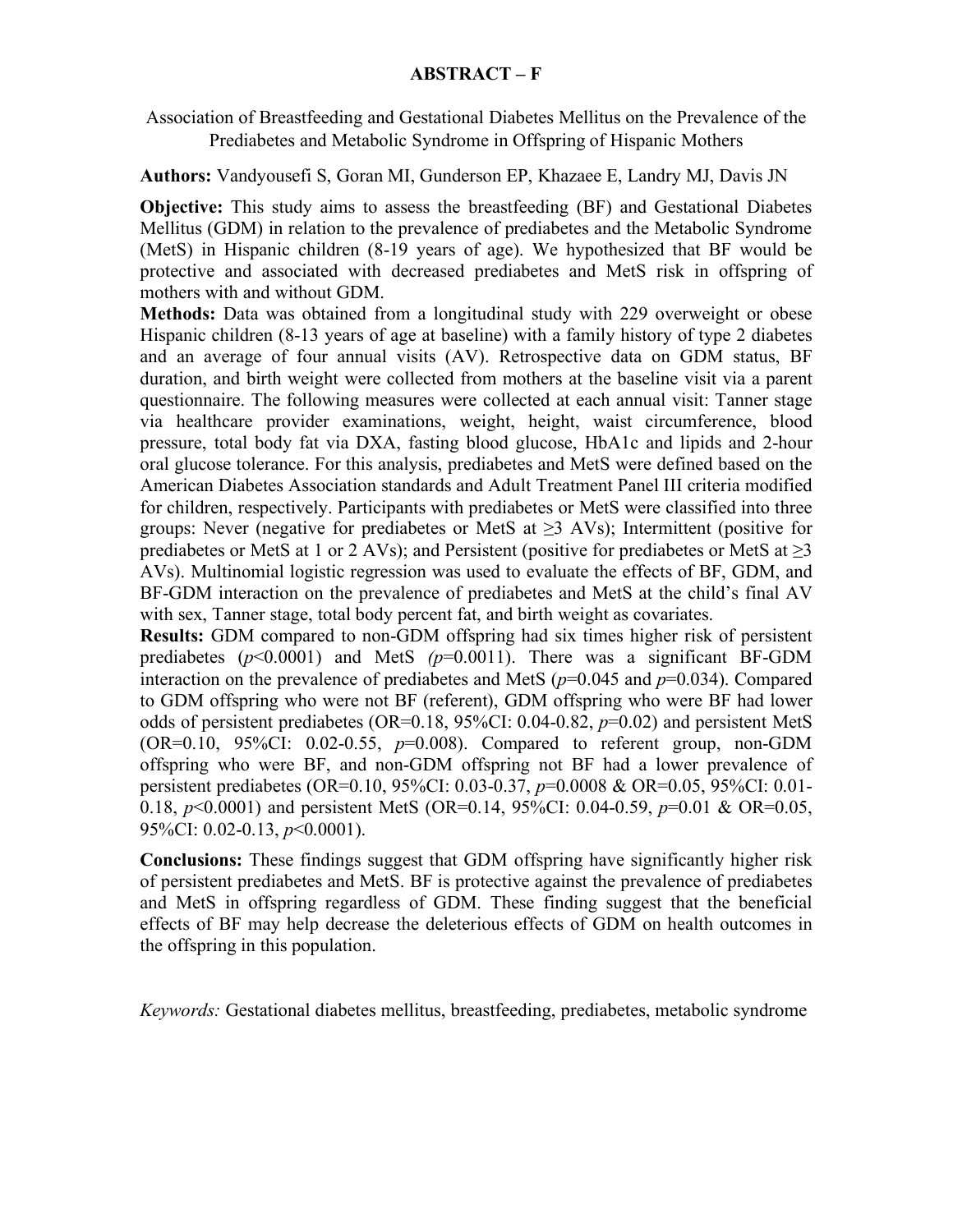## ABSTRACT – F

Association of Breastfeeding and Gestational Diabetes Mellitus on the Prevalence of the Prediabetes and Metabolic Syndrome in Offspring of Hispanic Mothers

**Authors:** Vandyousefi S, Goran MI, Gunderson EP, Khazaee E, Landry MJ, Davis JN

**Objective:** This study aims to assess the breastfeeding (BF) and Gestational Diabetes Mellitus (GDM) in relation to the prevalence of prediabetes and the Metabolic Syndrome (MetS) in Hispanic children (8-19 years of age). We hypothesized that BF would be protective and associated with decreased prediabetes and MetS risk in offspring of mothers with and without GDM.

**Methods:** Data was obtained from a longitudinal study with 229 overweight or obese Hispanic children (8-13 years of age at baseline) with a family history of type 2 diabetes and an average of four annual visits (AV). Retrospective data on GDM status, BF duration, and birth weight were collected from mothers at the baseline visit via a parent questionnaire. The following measures were collected at each annual visit: Tanner stage via healthcare provider examinations, weight, height, waist circumference, blood pressure, total body fat via DXA, fasting blood glucose, HbA1c and lipids and 2-hour oral glucose tolerance. For this analysis, prediabetes and MetS were defined based on the American Diabetes Association standards and Adult Treatment Panel III criteria modified for children, respectively. Participants with prediabetes or MetS were classified into three groups: Never (negative for prediabetes or MetS at ≥3 AVs); Intermittent (positive for prediabetes or MetS at 1 or 2 AVs); and Persistent (positive for prediabetes or MetS at ≥3 AVs). Multinomial logistic regression was used to evaluate the effects of BF, GDM, and BF-GDM interaction on the prevalence of prediabetes and MetS at the child's final AV with sex, Tanner stage, total body percent fat, and birth weight as covariates.

**Results:** GDM compared to non-GDM offspring had six times higher risk of persistent prediabetes ($p<0.0001$) and MetS ($p=0.0011$). There was a significant BF-GDM interaction on the prevalence of prediabetes and MetS ($p=0.045$ and $p=0.034$). Compared to GDM offspring who were not BF (referent), GDM offspring who were BF had lower odds of persistent prediabetes (OR=0.18, 95%CI: 0.04-0.82, $p=0.02$) and persistent MetS (OR=0.10, 95%CI: 0.02-0.55, $p=0.008$). Compared to referent group, non-GDM offspring who were BF, and non-GDM offspring not BF had a lower prevalence of persistent prediabetes (OR=0.10, 95%CI: 0.03-0.37, $p=0.0008$ & OR=0.05, 95%CI: 0.01-0.18, $p<0.0001$) and persistent MetS (OR=0.14, 95%CI: 0.04-0.59, $p=0.01$ & OR=0.05, 95%CI: 0.02-0.13, $p<0.0001$).

**Conclusions:** These findings suggest that GDM offspring have significantly higher risk of persistent prediabetes and MetS. BF is protective against the prevalence of prediabetes and MetS in offspring regardless of GDM. These finding suggest that the beneficial effects of BF may help decrease the deleterious effects of GDM on health outcomes in the offspring in this population.

*Keywords:* Gestational diabetes mellitus, breastfeeding, prediabetes, metabolic syndrome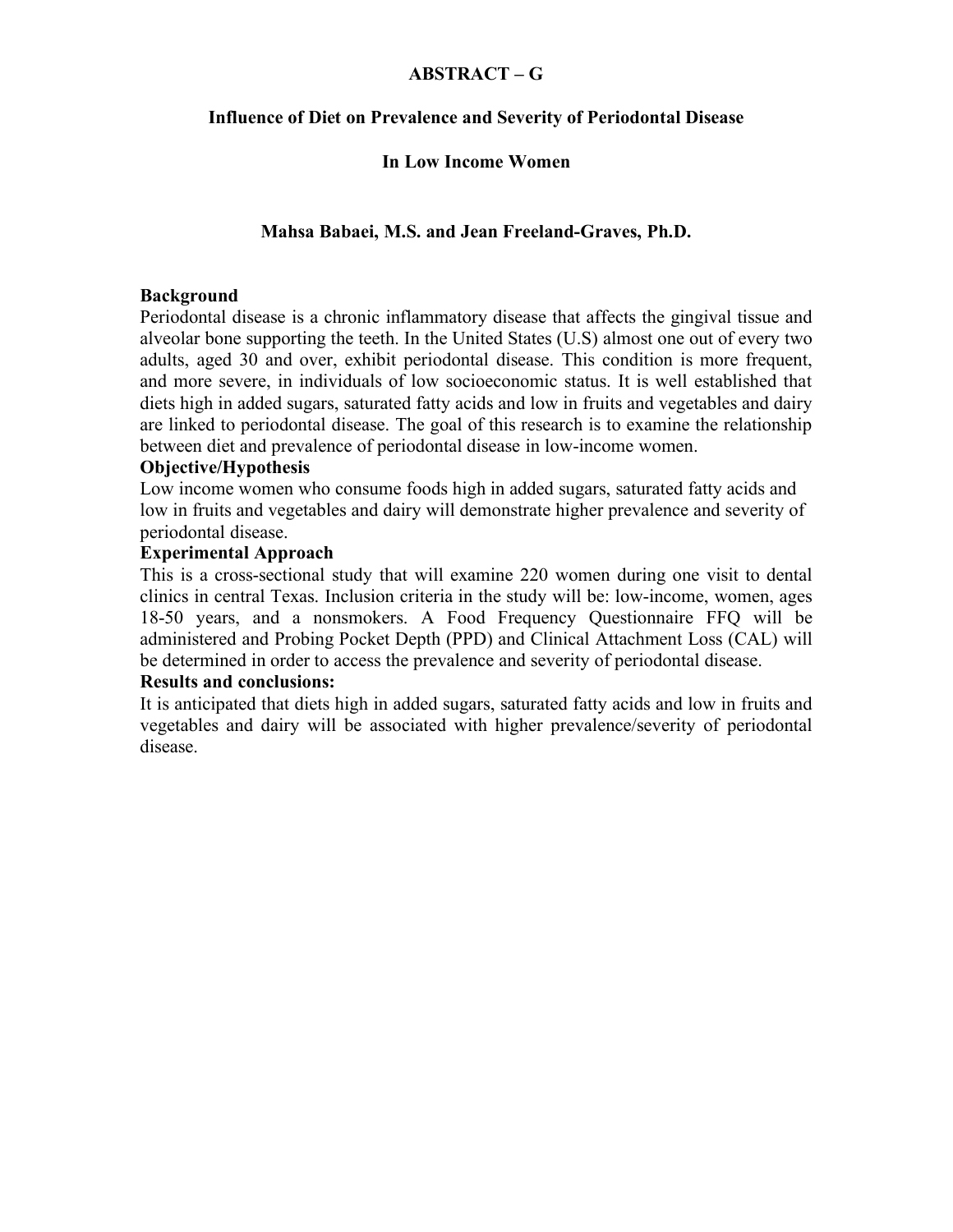**ABSTRACT – G**

**Influence of Diet on Prevalence and Severity of Periodontal Disease**

**In Low Income Women**

**Mahsa Babaei, M.S. and Jean Freeland-Graves, Ph.D.**

**Background**

Periodontal disease is a chronic inflammatory disease that affects the gingival tissue and alveolar bone supporting the teeth. In the United States (U.S) almost one out of every two adults, aged 30 and over, exhibit periodontal disease. This condition is more frequent, and more severe, in individuals of low socioeconomic status. It is well established that diets high in added sugars, saturated fatty acids and low in fruits and vegetables and dairy are linked to periodontal disease. The goal of this research is to examine the relationship between diet and prevalence of periodontal disease in low-income women.

**Objective/Hypothesis**

Low income women who consume foods high in added sugars, saturated fatty acids and low in fruits and vegetables and dairy will demonstrate higher prevalence and severity of periodontal disease.

**Experimental Approach**

This is a cross-sectional study that will examine 220 women during one visit to dental clinics in central Texas. Inclusion criteria in the study will be: low-income, women, ages 18-50 years, and a nonsmokers. A Food Frequency Questionnaire FFQ will be administered and Probing Pocket Depth (PPD) and Clinical Attachment Loss (CAL) will be determined in order to access the prevalence and severity of periodontal disease.

**Results and conclusions:**

It is anticipated that diets high in added sugars, saturated fatty acids and low in fruits and vegetables and dairy will be associated with higher prevalence/severity of periodontal disease.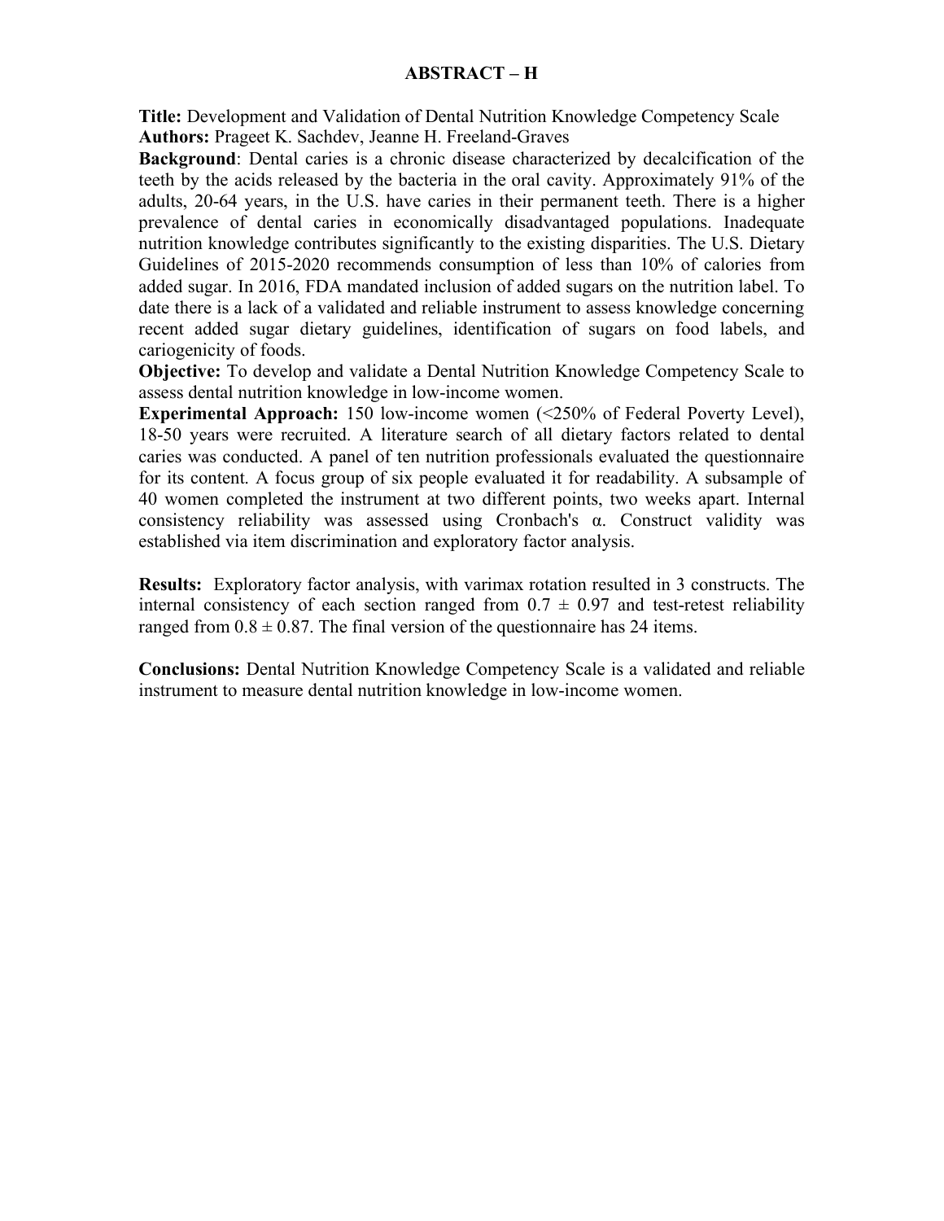# ABSTRACT – H

**Title:** Development and Validation of Dental Nutrition Knowledge Competency Scale
**Authors:** Prageet K. Sachdev, Jeanne H. Freeland-Graves

**Background**: Dental caries is a chronic disease characterized by decalcification of the teeth by the acids released by the bacteria in the oral cavity. Approximately 91% of the adults, 20-64 years, in the U.S. have caries in their permanent teeth. There is a higher prevalence of dental caries in economically disadvantaged populations. Inadequate nutrition knowledge contributes significantly to the existing disparities. The U.S. Dietary Guidelines of 2015-2020 recommends consumption of less than 10% of calories from added sugar. In 2016, FDA mandated inclusion of added sugars on the nutrition label. To date there is a lack of a validated and reliable instrument to assess knowledge concerning recent added sugar dietary guidelines, identification of sugars on food labels, and cariogenicity of foods.

**Objective:** To develop and validate a Dental Nutrition Knowledge Competency Scale to assess dental nutrition knowledge in low-income women.

**Experimental Approach:** 150 low-income women (<250% of Federal Poverty Level), 18-50 years were recruited. A literature search of all dietary factors related to dental caries was conducted. A panel of ten nutrition professionals evaluated the questionnaire for its content. A focus group of six people evaluated it for readability. A subsample of 40 women completed the instrument at two different points, two weeks apart. Internal consistency reliability was assessed using Cronbach's α. Construct validity was established via item discrimination and exploratory factor analysis.

**Results:** Exploratory factor analysis, with varimax rotation resulted in 3 constructs. The internal consistency of each section ranged from $0.7 \pm 0.97$ and test-retest reliability ranged from $0.8 \pm 0.87$. The final version of the questionnaire has 24 items.

**Conclusions:** Dental Nutrition Knowledge Competency Scale is a validated and reliable instrument to measure dental nutrition knowledge in low-income women.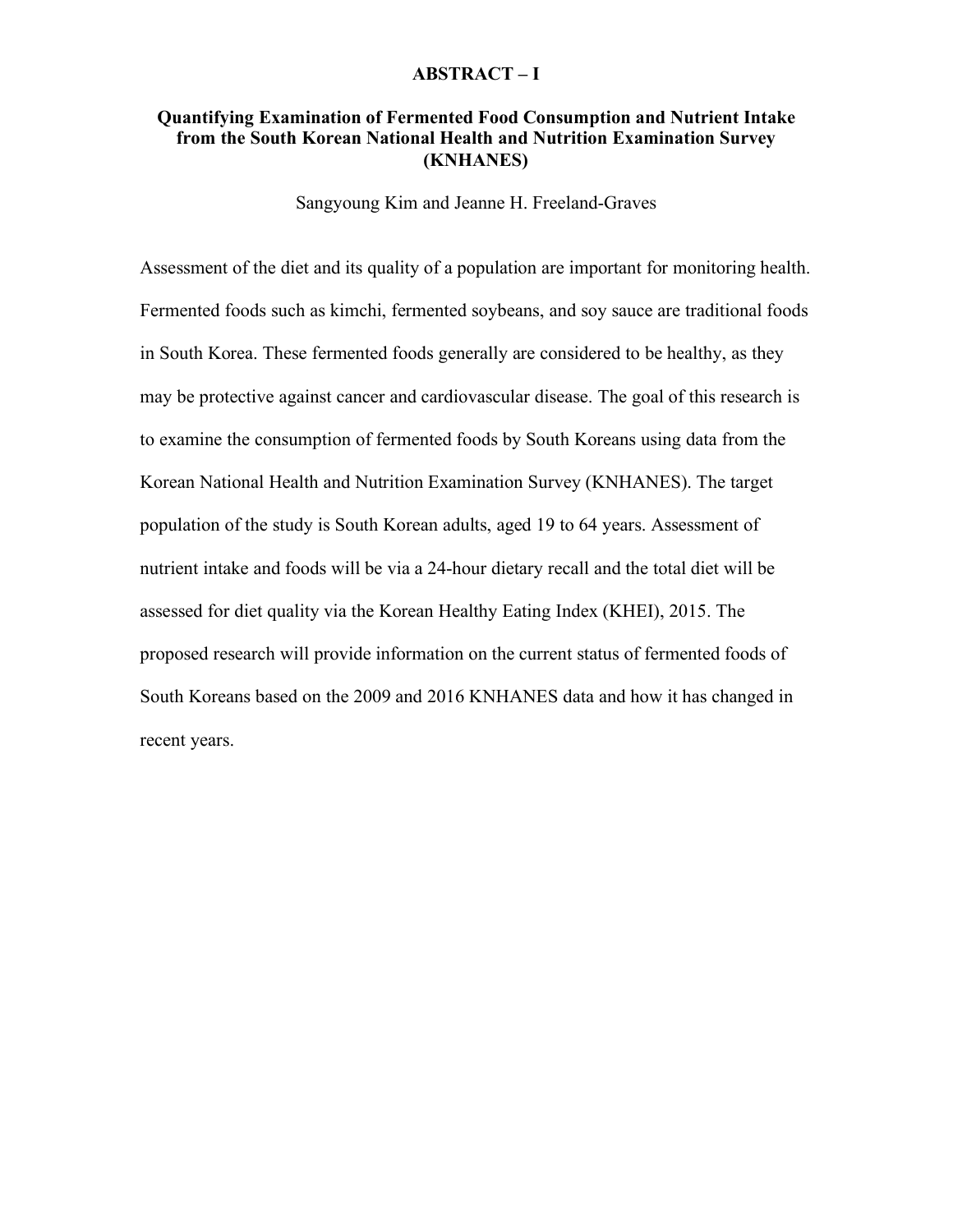## ABSTRACT – I

### Quantifying Examination of Fermented Food Consumption and Nutrient Intake from the South Korean National Health and Nutrition Examination Survey (KNHANES)

Sangyoung Kim and Jeanne H. Freeland-Graves

Assessment of the diet and its quality of a population are important for monitoring health. Fermented foods such as kimchi, fermented soybeans, and soy sauce are traditional foods in South Korea. These fermented foods generally are considered to be healthy, as they may be protective against cancer and cardiovascular disease. The goal of this research is to examine the consumption of fermented foods by South Koreans using data from the Korean National Health and Nutrition Examination Survey (KNHANES). The target population of the study is South Korean adults, aged 19 to 64 years. Assessment of nutrient intake and foods will be via a 24-hour dietary recall and the total diet will be assessed for diet quality via the Korean Healthy Eating Index (KHEI), 2015. The proposed research will provide information on the current status of fermented foods of South Koreans based on the 2009 and 2016 KNHANES data and how it has changed in recent years.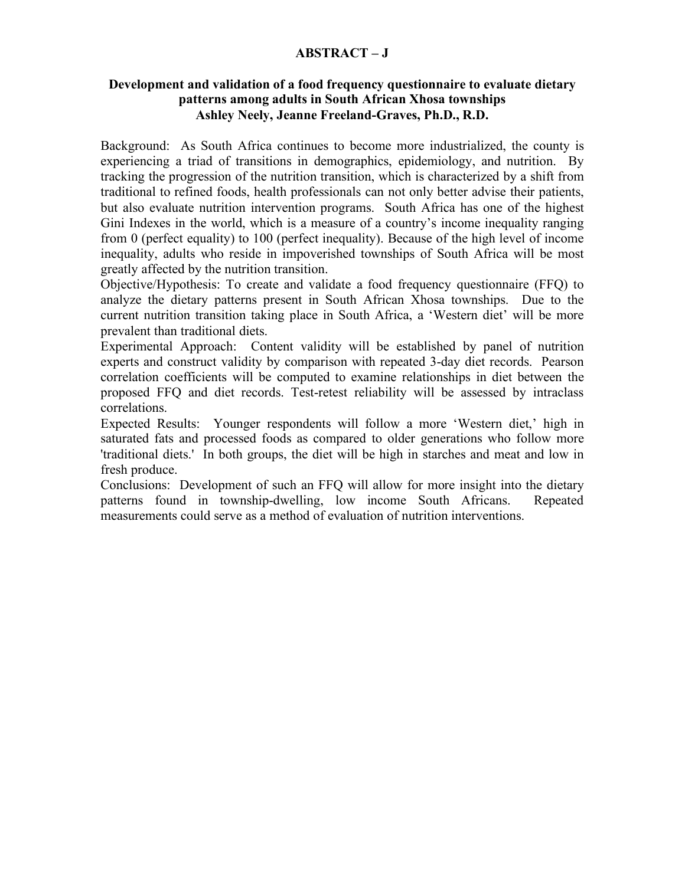**ABSTRACT – J**

**Development and validation of a food frequency questionnaire to evaluate dietary patterns among adults in South African Xhosa townships**
**Ashley Neely, Jeanne Freeland-Graves, Ph.D., R.D.**

Background: As South Africa continues to become more industrialized, the county is experiencing a triad of transitions in demographics, epidemiology, and nutrition. By tracking the progression of the nutrition transition, which is characterized by a shift from traditional to refined foods, health professionals can not only better advise their patients, but also evaluate nutrition intervention programs. South Africa has one of the highest Gini Indexes in the world, which is a measure of a country's income inequality ranging from 0 (perfect equality) to 100 (perfect inequality). Because of the high level of income inequality, adults who reside in impoverished townships of South Africa will be most greatly affected by the nutrition transition.

Objective/Hypothesis: To create and validate a food frequency questionnaire (FFQ) to analyze the dietary patterns present in South African Xhosa townships. Due to the current nutrition transition taking place in South Africa, a 'Western diet' will be more prevalent than traditional diets.

Experimental Approach: Content validity will be established by panel of nutrition experts and construct validity by comparison with repeated 3-day diet records. Pearson correlation coefficients will be computed to examine relationships in diet between the proposed FFQ and diet records. Test-retest reliability will be assessed by intraclass correlations.

Expected Results: Younger respondents will follow a more 'Western diet,' high in saturated fats and processed foods as compared to older generations who follow more 'traditional diets.' In both groups, the diet will be high in starches and meat and low in fresh produce.

Conclusions: Development of such an FFQ will allow for more insight into the dietary patterns found in township-dwelling, low income South Africans. Repeated measurements could serve as a method of evaluation of nutrition interventions.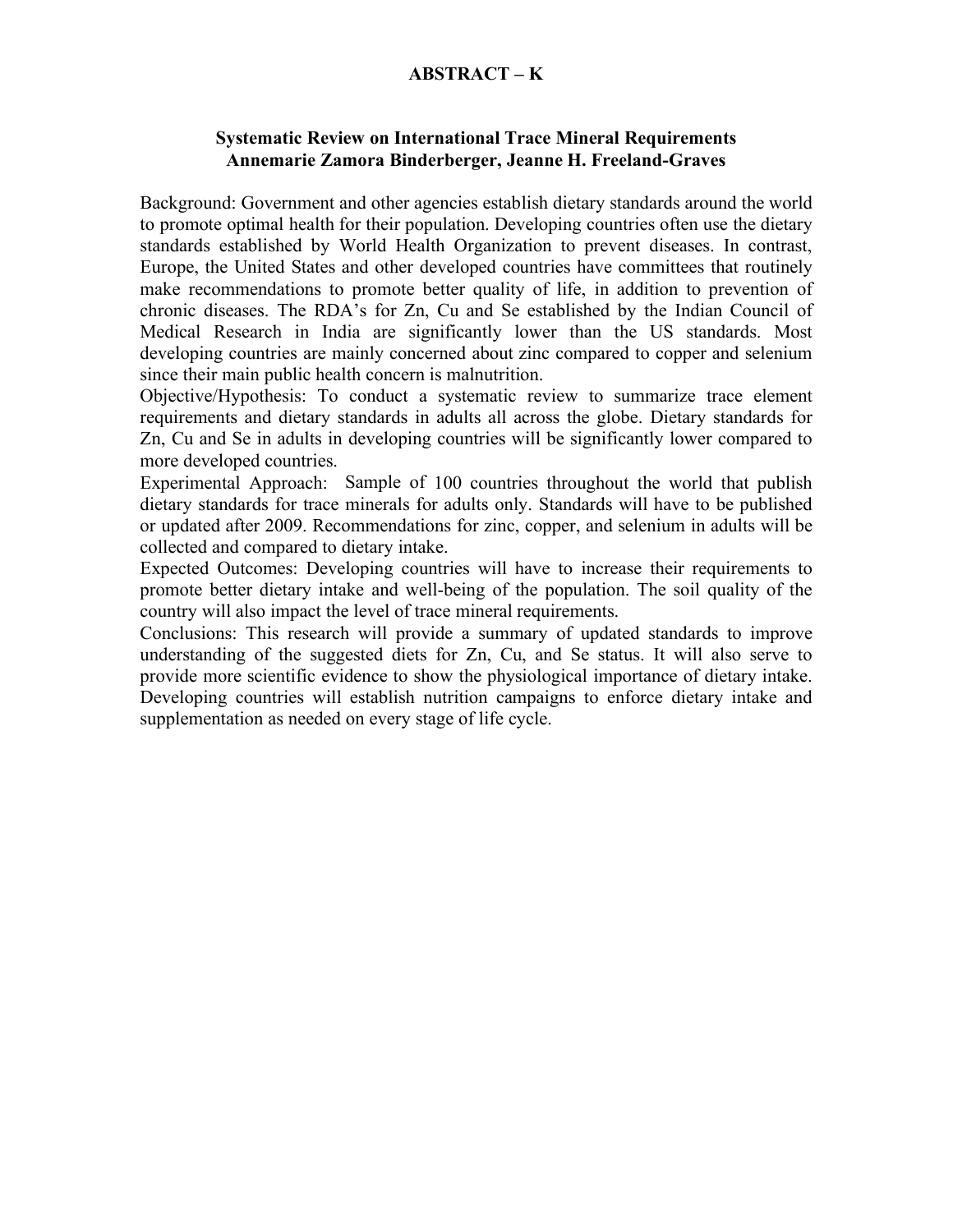# ABSTRACT – K

## Systematic Review on International Trace Mineral Requirements

**Annemarie Zamora Binderberger, Jeanne H. Freeland-Graves**

Background: Government and other agencies establish dietary standards around the world to promote optimal health for their population. Developing countries often use the dietary standards established by World Health Organization to prevent diseases. In contrast, Europe, the United States and other developed countries have committees that routinely make recommendations to promote better quality of life, in addition to prevention of chronic diseases. The RDA's for Zn, Cu and Se established by the Indian Council of Medical Research in India are significantly lower than the US standards. Most developing countries are mainly concerned about zinc compared to copper and selenium since their main public health concern is malnutrition.

Objective/Hypothesis: To conduct a systematic review to summarize trace element requirements and dietary standards in adults all across the globe. Dietary standards for Zn, Cu and Se in adults in developing countries will be significantly lower compared to more developed countries.

Experimental Approach: Sample of 100 countries throughout the world that publish dietary standards for trace minerals for adults only. Standards will have to be published or updated after 2009. Recommendations for zinc, copper, and selenium in adults will be collected and compared to dietary intake.

Expected Outcomes: Developing countries will have to increase their requirements to promote better dietary intake and well-being of the population. The soil quality of the country will also impact the level of trace mineral requirements.

Conclusions: This research will provide a summary of updated standards to improve understanding of the suggested diets for Zn, Cu, and Se status. It will also serve to provide more scientific evidence to show the physiological importance of dietary intake. Developing countries will establish nutrition campaigns to enforce dietary intake and supplementation as needed on every stage of life cycle.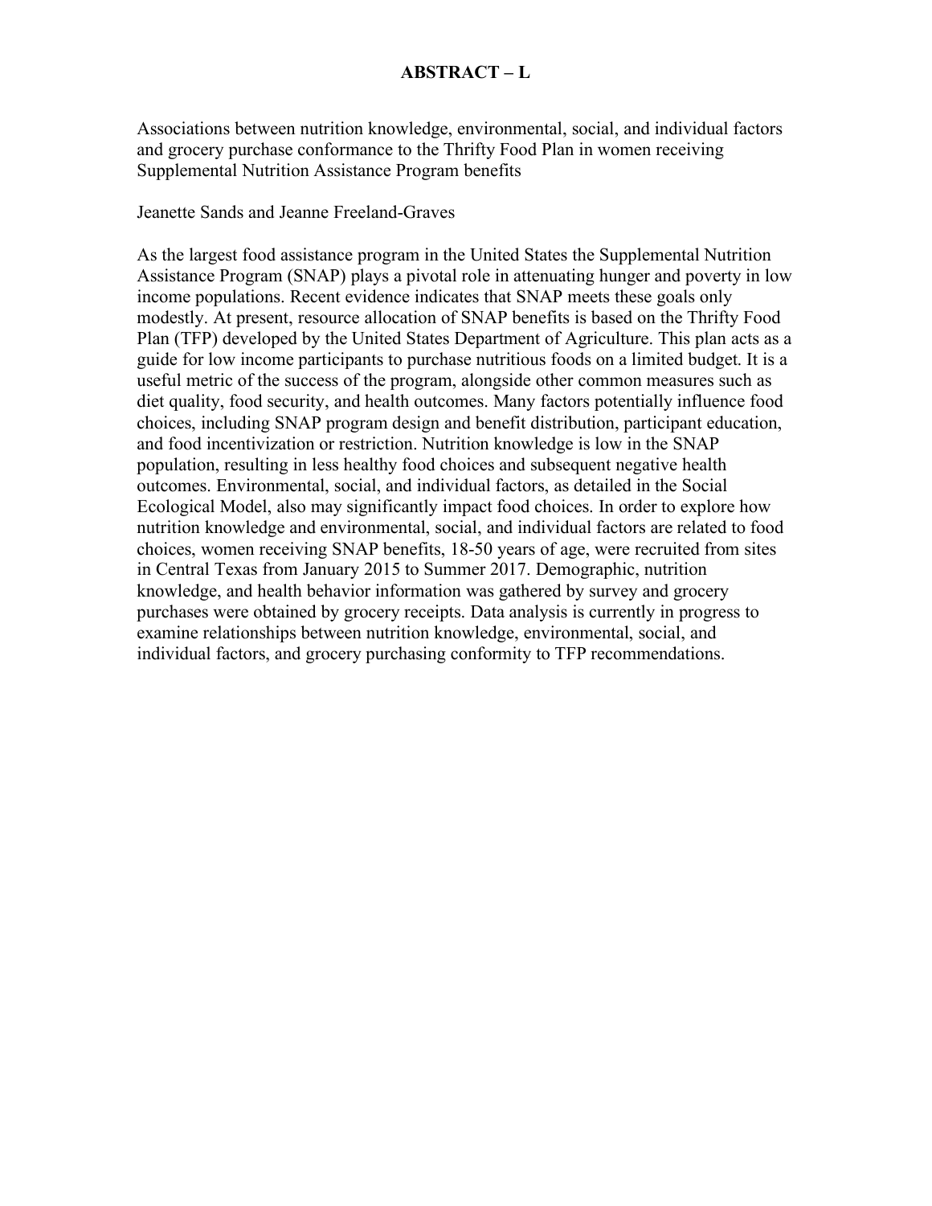# ABSTRACT – L

Associations between nutrition knowledge, environmental, social, and individual factors and grocery purchase conformance to the Thrifty Food Plan in women receiving Supplemental Nutrition Assistance Program benefits

Jeanette Sands and Jeanne Freeland-Graves

As the largest food assistance program in the United States the Supplemental Nutrition Assistance Program (SNAP) plays a pivotal role in attenuating hunger and poverty in low income populations. Recent evidence indicates that SNAP meets these goals only modestly. At present, resource allocation of SNAP benefits is based on the Thrifty Food Plan (TFP) developed by the United States Department of Agriculture. This plan acts as a guide for low income participants to purchase nutritious foods on a limited budget. It is a useful metric of the success of the program, alongside other common measures such as diet quality, food security, and health outcomes. Many factors potentially influence food choices, including SNAP program design and benefit distribution, participant education, and food incentivization or restriction. Nutrition knowledge is low in the SNAP population, resulting in less healthy food choices and subsequent negative health outcomes. Environmental, social, and individual factors, as detailed in the Social Ecological Model, also may significantly impact food choices. In order to explore how nutrition knowledge and environmental, social, and individual factors are related to food choices, women receiving SNAP benefits, 18-50 years of age, were recruited from sites in Central Texas from January 2015 to Summer 2017. Demographic, nutrition knowledge, and health behavior information was gathered by survey and grocery purchases were obtained by grocery receipts. Data analysis is currently in progress to examine relationships between nutrition knowledge, environmental, social, and individual factors, and grocery purchasing conformity to TFP recommendations.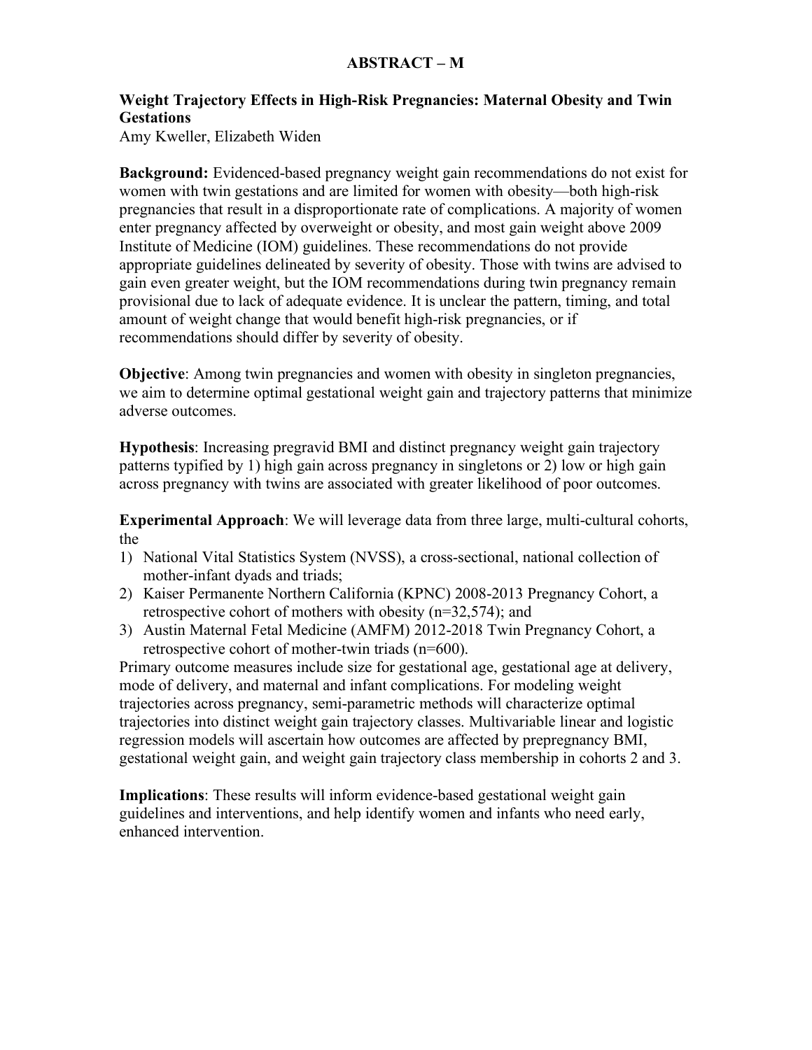# ABSTRACT – M

## Weight Trajectory Effects in High-Risk Pregnancies: Maternal Obesity and Twin Gestations

Amy Kweller, Elizabeth Widen

**Background:** Evidenced-based pregnancy weight gain recommendations do not exist for women with twin gestations and are limited for women with obesity—both high-risk pregnancies that result in a disproportionate rate of complications. A majority of women enter pregnancy affected by overweight or obesity, and most gain weight above 2009 Institute of Medicine (IOM) guidelines. These recommendations do not provide appropriate guidelines delineated by severity of obesity. Those with twins are advised to gain even greater weight, but the IOM recommendations during twin pregnancy remain provisional due to lack of adequate evidence. It is unclear the pattern, timing, and total amount of weight change that would benefit high-risk pregnancies, or if recommendations should differ by severity of obesity.

**Objective**: Among twin pregnancies and women with obesity in singleton pregnancies, we aim to determine optimal gestational weight gain and trajectory patterns that minimize adverse outcomes.

**Hypothesis**: Increasing pregravid BMI and distinct pregnancy weight gain trajectory patterns typified by 1) high gain across pregnancy in singletons or 2) low or high gain across pregnancy with twins are associated with greater likelihood of poor outcomes.

**Experimental Approach**: We will leverage data from three large, multi-cultural cohorts, the

1) National Vital Statistics System (NVSS), a cross-sectional, national collection of mother-infant dyads and triads;
2) Kaiser Permanente Northern California (KPNC) 2008-2013 Pregnancy Cohort, a retrospective cohort of mothers with obesity (n=32,574); and
3) Austin Maternal Fetal Medicine (AMFM) 2012-2018 Twin Pregnancy Cohort, a retrospective cohort of mother-twin triads (n=600).

Primary outcome measures include size for gestational age, gestational age at delivery, mode of delivery, and maternal and infant complications. For modeling weight trajectories across pregnancy, semi-parametric methods will characterize optimal trajectories into distinct weight gain trajectory classes. Multivariable linear and logistic regression models will ascertain how outcomes are affected by prepregnancy BMI, gestational weight gain, and weight gain trajectory class membership in cohorts 2 and 3.

**Implications**: These results will inform evidence-based gestational weight gain guidelines and interventions, and help identify women and infants who need early, enhanced intervention.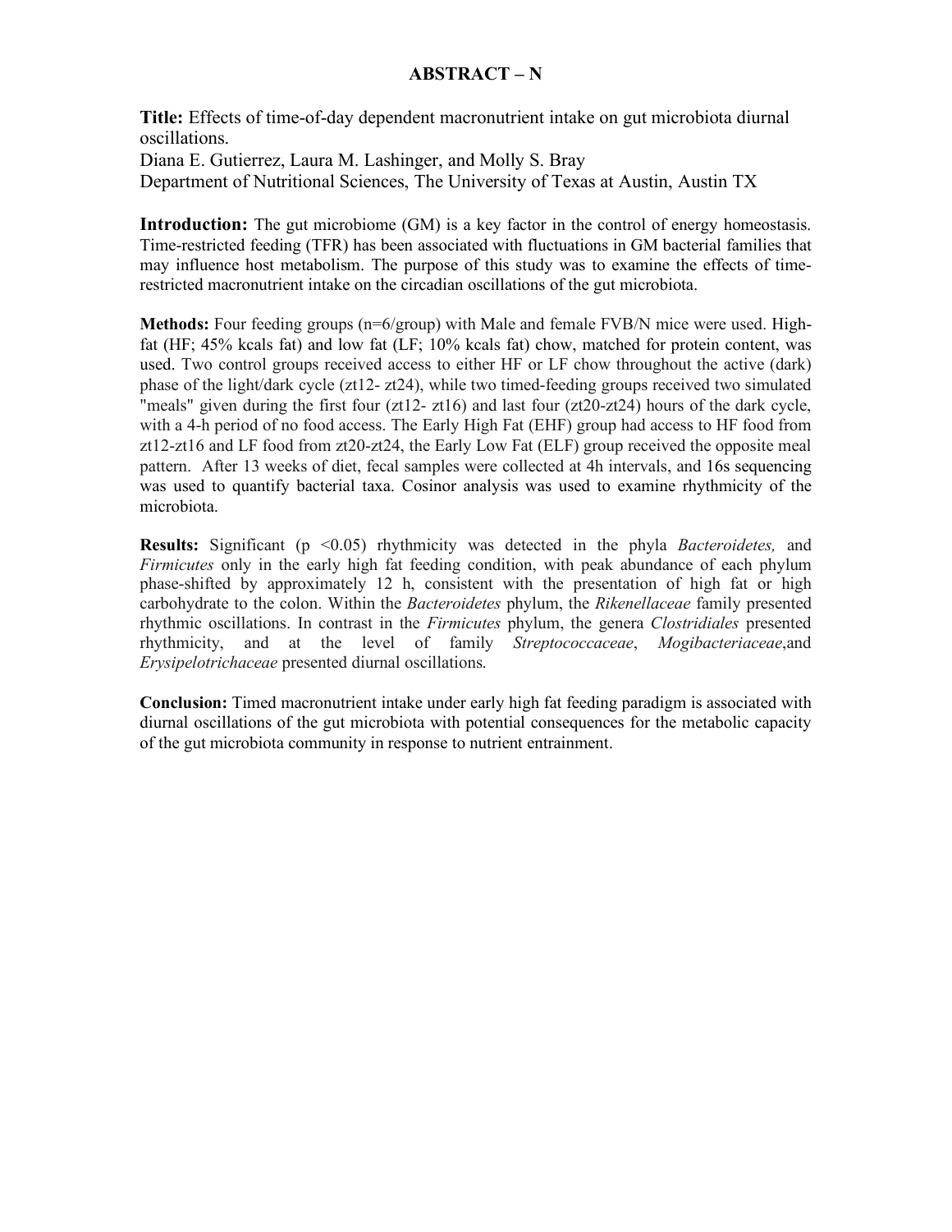# ABSTRACT – N

**Title:** Effects of time-of-day dependent macronutrient intake on gut microbiota diurnal oscillations.

Diana E. Gutierrez, Laura M. Lashinger, and Molly S. Bray

Department of Nutritional Sciences, The University of Texas at Austin, Austin TX

**Introduction:** The gut microbiome (GM) is a key factor in the control of energy homeostasis. Time-restricted feeding (TFR) has been associated with fluctuations in GM bacterial families that may influence host metabolism. The purpose of this study was to examine the effects of time-restricted macronutrient intake on the circadian oscillations of the gut microbiota.

**Methods:** Four feeding groups (n=6/group) with Male and female FVB/N mice were used. High-fat (HF; 45% kcals fat) and low fat (LF; 10% kcals fat) chow, matched for protein content, was used. Two control groups received access to either HF or LF chow throughout the active (dark) phase of the light/dark cycle (zt12- zt24), while two timed-feeding groups received two simulated "meals" given during the first four (zt12- zt16) and last four (zt20-zt24) hours of the dark cycle, with a 4-h period of no food access. The Early High Fat (EHF) group had access to HF food from zt12-zt16 and LF food from zt20-zt24, the Early Low Fat (ELF) group received the opposite meal pattern. After 13 weeks of diet, fecal samples were collected at 4h intervals, and 16s sequencing was used to quantify bacterial taxa. Cosinor analysis was used to examine rhythmicity of the microbiota.

**Results:** Significant ($p < 0.05$) rhythmicity was detected in the phyla *Bacteroidetes,* and *Firmicutes* only in the early high fat feeding condition, with peak abundance of each phylum phase-shifted by approximately 12 h, consistent with the presentation of high fat or high carbohydrate to the colon. Within the *Bacteroidetes* phylum, the *Rikenellaceae* family presented rhythmic oscillations. In contrast in the *Firmicutes* phylum, the genera *Clostridiales* presented rhythmicity, and at the level of family *Streptococcaceae*, *Mogibacteriaceae*,and *Erysipelotrichaceae* presented diurnal oscillations.

**Conclusion:** Timed macronutrient intake under early high fat feeding paradigm is associated with diurnal oscillations of the gut microbiota with potential consequences for the metabolic capacity of the gut microbiota community in response to nutrient entrainment.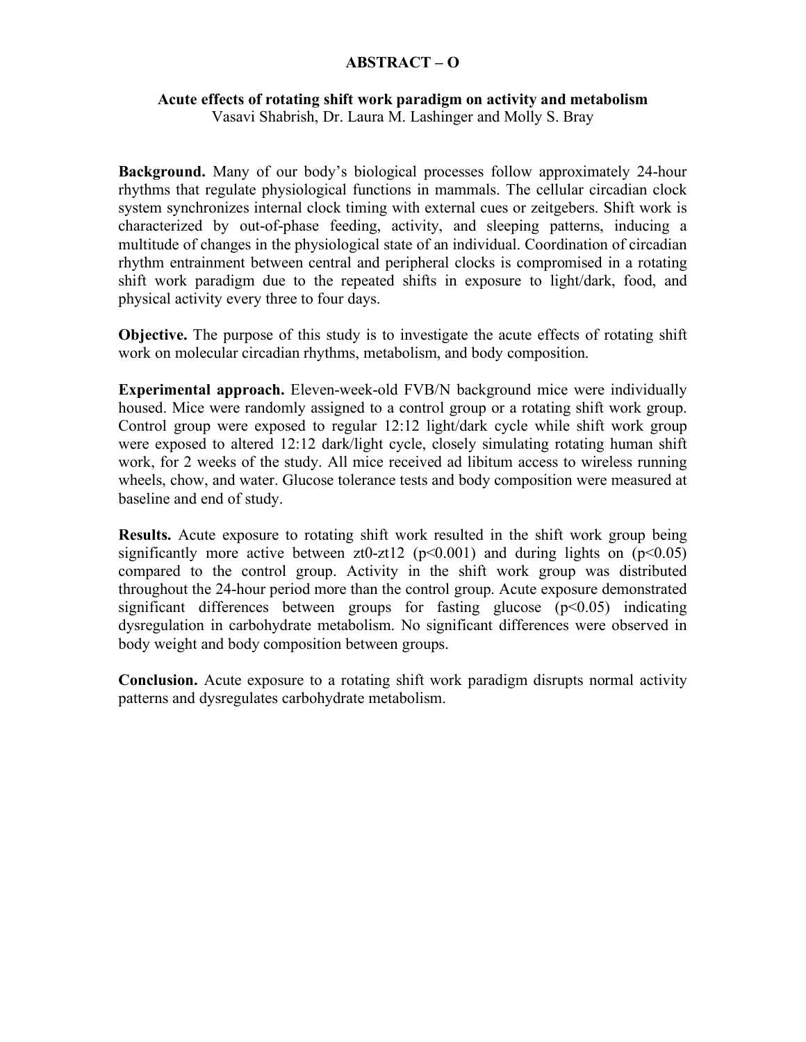## ABSTRACT – O

### Acute effects of rotating shift work paradigm on activity and metabolism

Vasavi Shabrish, Dr. Laura M. Lashinger and Molly S. Bray

**Background.** Many of our body's biological processes follow approximately 24-hour rhythms that regulate physiological functions in mammals. The cellular circadian clock system synchronizes internal clock timing with external cues or zeitgebers. Shift work is characterized by out-of-phase feeding, activity, and sleeping patterns, inducing a multitude of changes in the physiological state of an individual. Coordination of circadian rhythm entrainment between central and peripheral clocks is compromised in a rotating shift work paradigm due to the repeated shifts in exposure to light/dark, food, and physical activity every three to four days.

**Objective.** The purpose of this study is to investigate the acute effects of rotating shift work on molecular circadian rhythms, metabolism, and body composition.

**Experimental approach.** Eleven-week-old FVB/N background mice were individually housed. Mice were randomly assigned to a control group or a rotating shift work group. Control group were exposed to regular 12:12 light/dark cycle while shift work group were exposed to altered 12:12 dark/light cycle, closely simulating rotating human shift work, for 2 weeks of the study. All mice received ad libitum access to wireless running wheels, chow, and water. Glucose tolerance tests and body composition were measured at baseline and end of study.

**Results.** Acute exposure to rotating shift work resulted in the shift work group being significantly more active between zt0-zt12 ($p<0.001$) and during lights on ($p<0.05$) compared to the control group. Activity in the shift work group was distributed throughout the 24-hour period more than the control group. Acute exposure demonstrated significant differences between groups for fasting glucose ($p<0.05$) indicating dysregulation in carbohydrate metabolism. No significant differences were observed in body weight and body composition between groups.

**Conclusion.** Acute exposure to a rotating shift work paradigm disrupts normal activity patterns and dysregulates carbohydrate metabolism.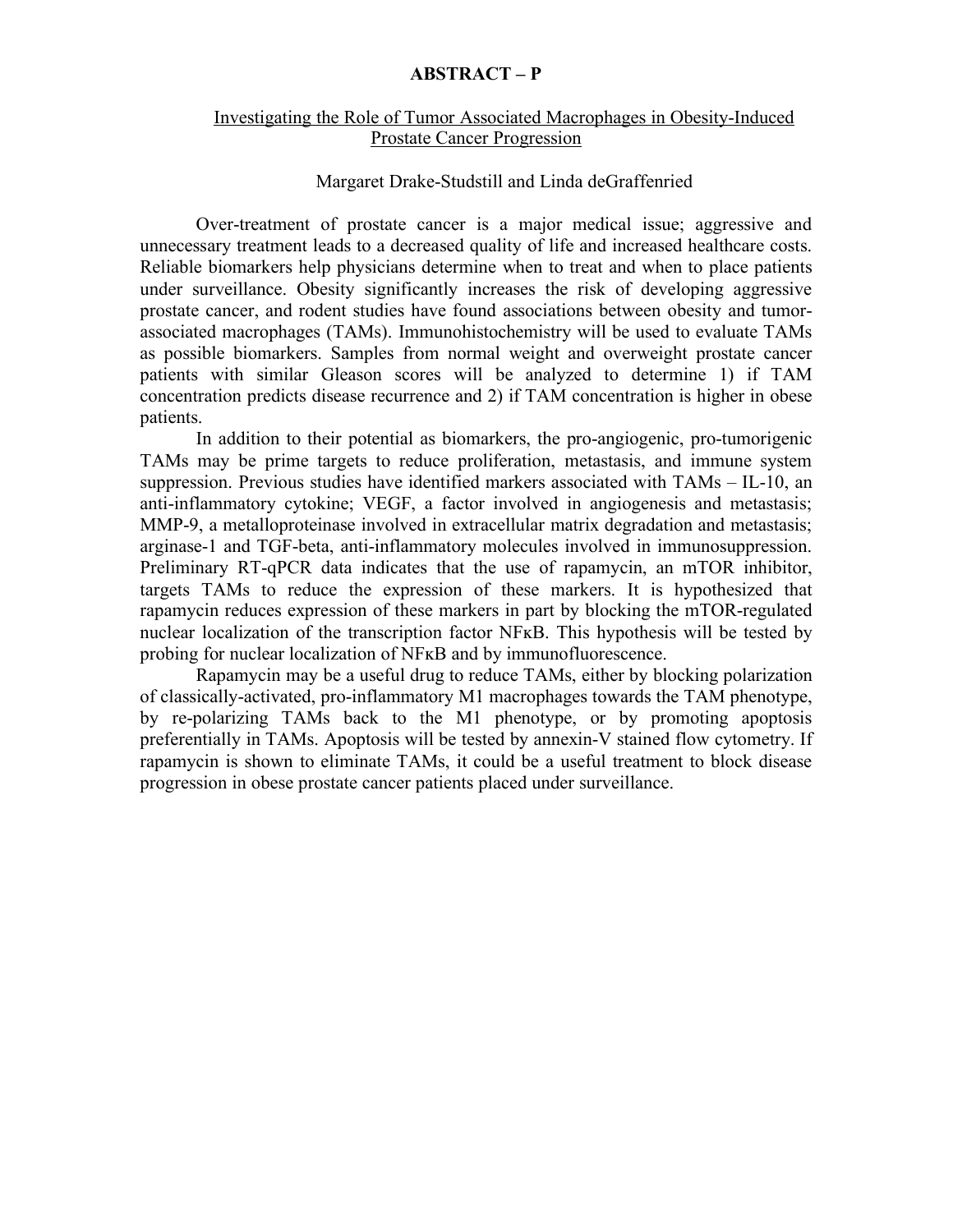**ABSTRACT – P**

Investigating the Role of Tumor Associated Macrophages in Obesity-Induced Prostate Cancer Progression

Margaret Drake-Studstill and Linda deGraffenried

Over-treatment of prostate cancer is a major medical issue; aggressive and unnecessary treatment leads to a decreased quality of life and increased healthcare costs. Reliable biomarkers help physicians determine when to treat and when to place patients under surveillance. Obesity significantly increases the risk of developing aggressive prostate cancer, and rodent studies have found associations between obesity and tumor-associated macrophages (TAMs). Immunohistochemistry will be used to evaluate TAMs as possible biomarkers. Samples from normal weight and overweight prostate cancer patients with similar Gleason scores will be analyzed to determine 1) if TAM concentration predicts disease recurrence and 2) if TAM concentration is higher in obese patients.

In addition to their potential as biomarkers, the pro-angiogenic, pro-tumorigenic TAMs may be prime targets to reduce proliferation, metastasis, and immune system suppression. Previous studies have identified markers associated with TAMs – IL-10, an anti-inflammatory cytokine; VEGF, a factor involved in angiogenesis and metastasis; MMP-9, a metalloproteinase involved in extracellular matrix degradation and metastasis; arginase-1 and TGF-beta, anti-inflammatory molecules involved in immunosuppression. Preliminary RT-qPCR data indicates that the use of rapamycin, an mTOR inhibitor, targets TAMs to reduce the expression of these markers. It is hypothesized that rapamycin reduces expression of these markers in part by blocking the mTOR-regulated nuclear localization of the transcription factor NFκB. This hypothesis will be tested by probing for nuclear localization of NFκB and by immunofluorescence.

Rapamycin may be a useful drug to reduce TAMs, either by blocking polarization of classically-activated, pro-inflammatory M1 macrophages towards the TAM phenotype, by re-polarizing TAMs back to the M1 phenotype, or by promoting apoptosis preferentially in TAMs. Apoptosis will be tested by annexin-V stained flow cytometry. If rapamycin is shown to eliminate TAMs, it could be a useful treatment to block disease progression in obese prostate cancer patients placed under surveillance.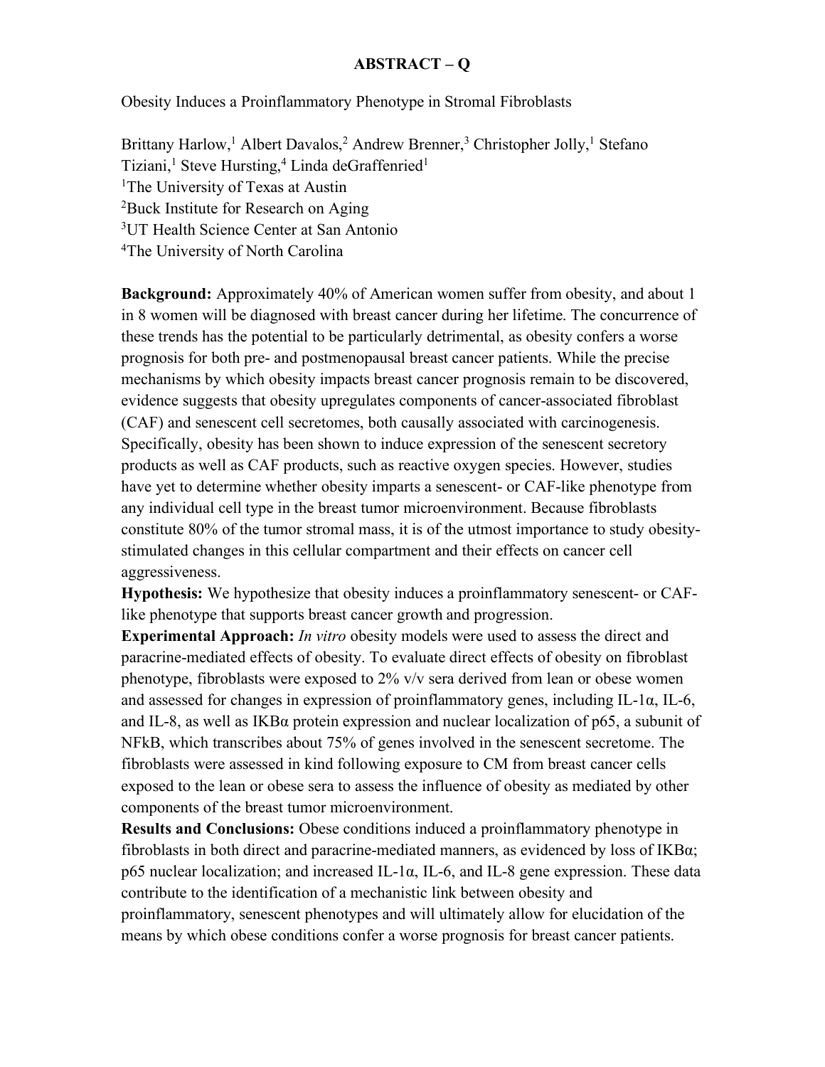# ABSTRACT – Q

Obesity Induces a Proinflammatory Phenotype in Stromal Fibroblasts

Brittany Harlow,[1] Albert Davalos,[2] Andrew Brenner,[3] Christopher Jolly,[1] Stefano Tiziani,[1] Steve Hursting,[4] Linda deGraffenried[1]

[1]The University of Texas at Austin
[2]Buck Institute for Research on Aging
[3]UT Health Science Center at San Antonio
[4]The University of North Carolina

**Background:** Approximately 40% of American women suffer from obesity, and about 1 in 8 women will be diagnosed with breast cancer during her lifetime. The concurrence of these trends has the potential to be particularly detrimental, as obesity confers a worse prognosis for both pre- and postmenopausal breast cancer patients. While the precise mechanisms by which obesity impacts breast cancer prognosis remain to be discovered, evidence suggests that obesity upregulates components of cancer-associated fibroblast (CAF) and senescent cell secretomes, both causally associated with carcinogenesis. Specifically, obesity has been shown to induce expression of the senescent secretory products as well as CAF products, such as reactive oxygen species. However, studies have yet to determine whether obesity imparts a senescent- or CAF-like phenotype from any individual cell type in the breast tumor microenvironment. Because fibroblasts constitute 80% of the tumor stromal mass, it is of the utmost importance to study obesity-stimulated changes in this cellular compartment and their effects on cancer cell aggressiveness.

**Hypothesis:** We hypothesize that obesity induces a proinflammatory senescent- or CAF-like phenotype that supports breast cancer growth and progression.

**Experimental Approach:** *In vitro* obesity models were used to assess the direct and paracrine-mediated effects of obesity. To evaluate direct effects of obesity on fibroblast phenotype, fibroblasts were exposed to 2% v/v sera derived from lean or obese women and assessed for changes in expression of proinflammatory genes, including IL-1α, IL-6, and IL-8, as well as IKBα protein expression and nuclear localization of p65, a subunit of NFkB, which transcribes about 75% of genes involved in the senescent secretome. The fibroblasts were assessed in kind following exposure to CM from breast cancer cells exposed to the lean or obese sera to assess the influence of obesity as mediated by other components of the breast tumor microenvironment.

**Results and Conclusions:** Obese conditions induced a proinflammatory phenotype in fibroblasts in both direct and paracrine-mediated manners, as evidenced by loss of IKBα; p65 nuclear localization; and increased IL-1α, IL-6, and IL-8 gene expression. These data contribute to the identification of a mechanistic link between obesity and proinflammatory, senescent phenotypes and will ultimately allow for elucidation of the means by which obese conditions confer a worse prognosis for breast cancer patients.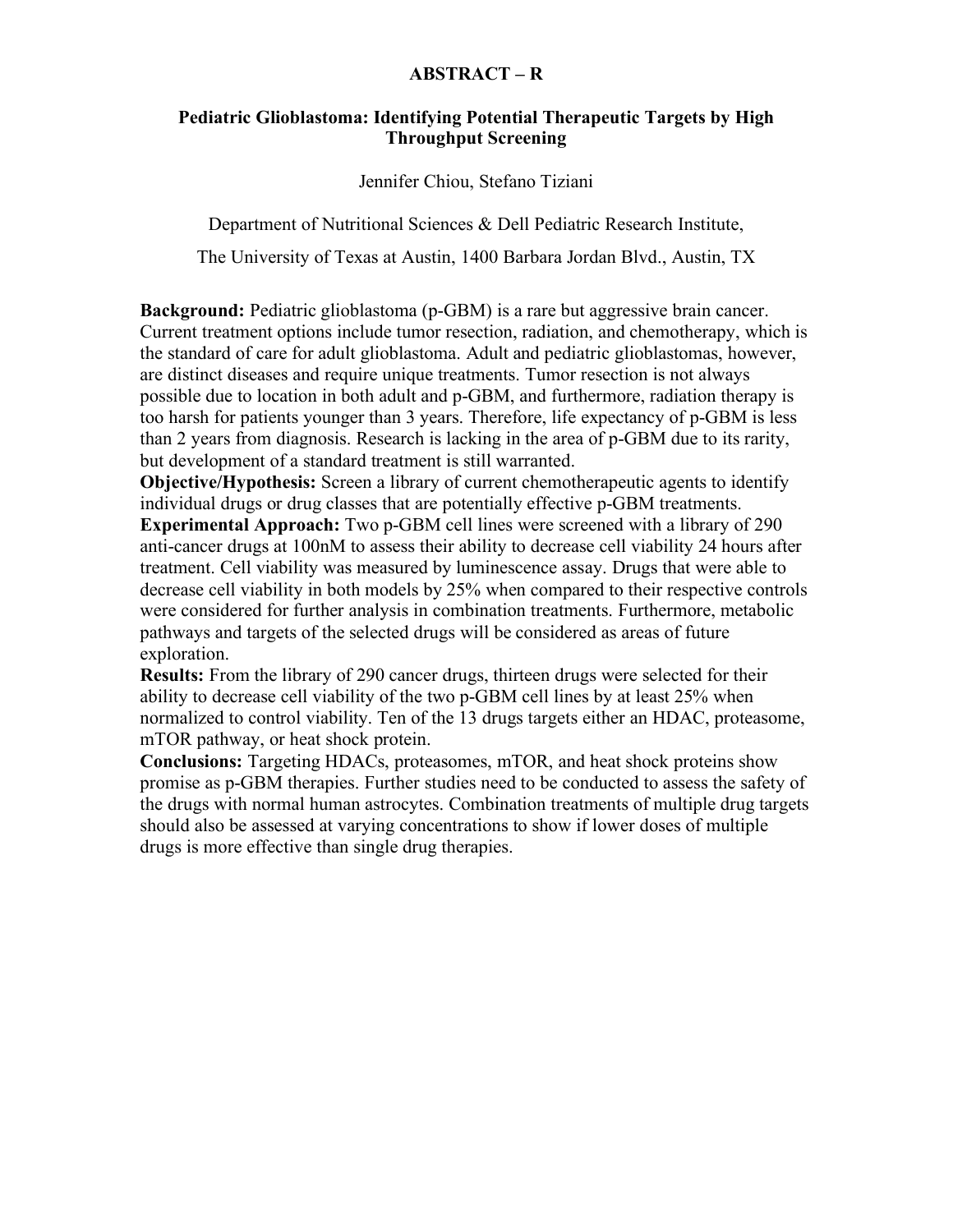**ABSTRACT – R**

## Pediatric Glioblastoma: Identifying Potential Therapeutic Targets by High Throughput Screening

Jennifer Chiou, Stefano Tiziani

Department of Nutritional Sciences & Dell Pediatric Research Institute,

The University of Texas at Austin, 1400 Barbara Jordan Blvd., Austin, TX

**Background:** Pediatric glioblastoma (p-GBM) is a rare but aggressive brain cancer. Current treatment options include tumor resection, radiation, and chemotherapy, which is the standard of care for adult glioblastoma. Adult and pediatric glioblastomas, however, are distinct diseases and require unique treatments. Tumor resection is not always possible due to location in both adult and p-GBM, and furthermore, radiation therapy is too harsh for patients younger than 3 years. Therefore, life expectancy of p-GBM is less than 2 years from diagnosis. Research is lacking in the area of p-GBM due to its rarity, but development of a standard treatment is still warranted.

**Objective/Hypothesis:** Screen a library of current chemotherapeutic agents to identify individual drugs or drug classes that are potentially effective p-GBM treatments.

**Experimental Approach:** Two p-GBM cell lines were screened with a library of 290 anti-cancer drugs at 100nM to assess their ability to decrease cell viability 24 hours after treatment. Cell viability was measured by luminescence assay. Drugs that were able to decrease cell viability in both models by 25% when compared to their respective controls were considered for further analysis in combination treatments. Furthermore, metabolic pathways and targets of the selected drugs will be considered as areas of future exploration.

**Results:** From the library of 290 cancer drugs, thirteen drugs were selected for their ability to decrease cell viability of the two p-GBM cell lines by at least 25% when normalized to control viability. Ten of the 13 drugs targets either an HDAC, proteasome, mTOR pathway, or heat shock protein.

**Conclusions:** Targeting HDACs, proteasomes, mTOR, and heat shock proteins show promise as p-GBM therapies. Further studies need to be conducted to assess the safety of the drugs with normal human astrocytes. Combination treatments of multiple drug targets should also be assessed at varying concentrations to show if lower doses of multiple drugs is more effective than single drug therapies.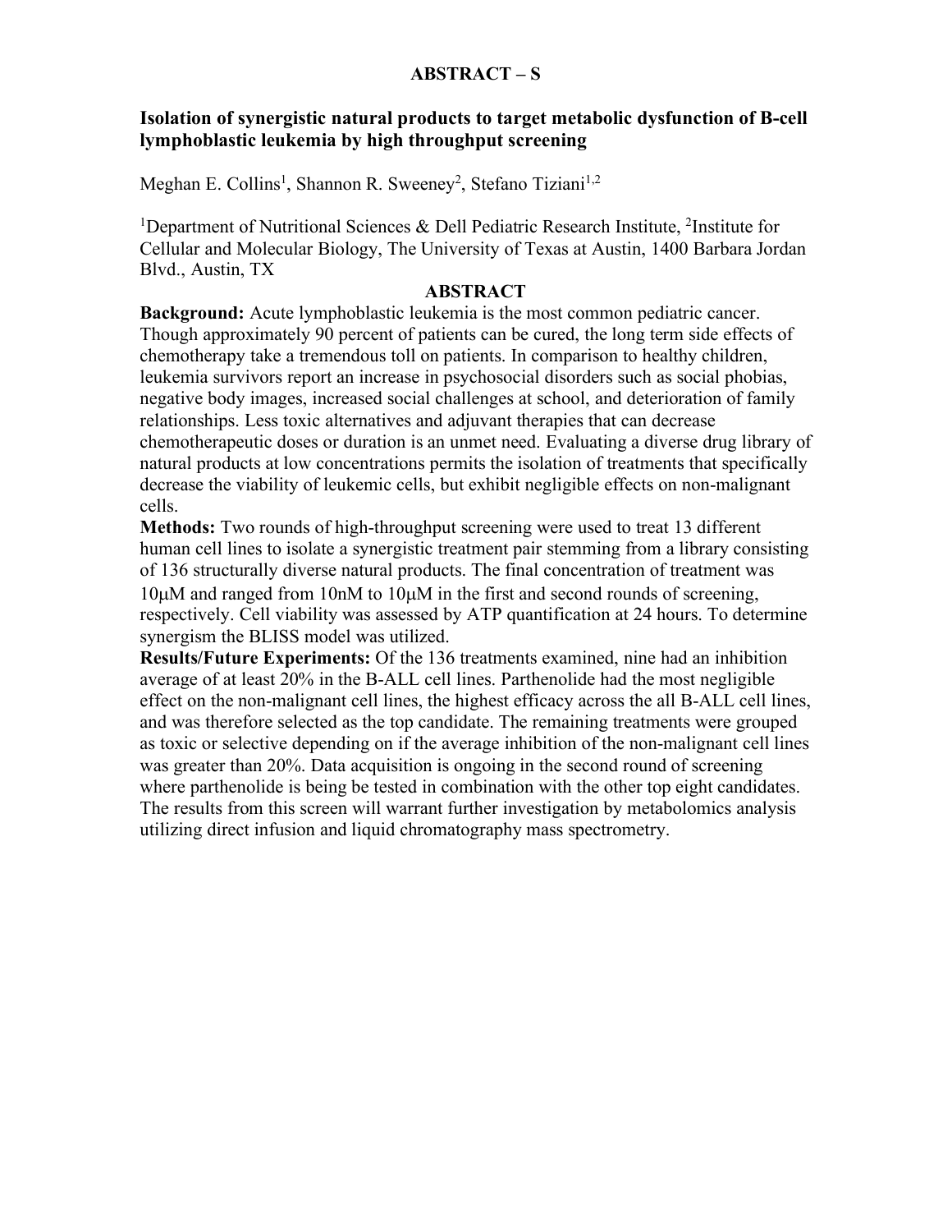# ABSTRACT – S

## Isolation of synergistic natural products to target metabolic dysfunction of B-cell lymphoblastic leukemia by high throughput screening

Meghan E. Collins[1], Shannon R. Sweeney[2], Stefano Tiziani[1,2]

[1]Department of Nutritional Sciences & Dell Pediatric Research Institute, [2]Institute for Cellular and Molecular Biology, The University of Texas at Austin, 1400 Barbara Jordan Blvd., Austin, TX

### ABSTRACT

**Background:** Acute lymphoblastic leukemia is the most common pediatric cancer. Though approximately 90 percent of patients can be cured, the long term side effects of chemotherapy take a tremendous toll on patients. In comparison to healthy children, leukemia survivors report an increase in psychosocial disorders such as social phobias, negative body images, increased social challenges at school, and deterioration of family relationships. Less toxic alternatives and adjuvant therapies that can decrease chemotherapeutic doses or duration is an unmet need. Evaluating a diverse drug library of natural products at low concentrations permits the isolation of treatments that specifically decrease the viability of leukemic cells, but exhibit negligible effects on non-malignant cells.

**Methods:** Two rounds of high-throughput screening were used to treat 13 different human cell lines to isolate a synergistic treatment pair stemming from a library consisting of 136 structurally diverse natural products. The final concentration of treatment was 10μM and ranged from 10nM to 10μM in the first and second rounds of screening, respectively. Cell viability was assessed by ATP quantification at 24 hours. To determine synergism the BLISS model was utilized.

**Results/Future Experiments:** Of the 136 treatments examined, nine had an inhibition average of at least 20% in the B-ALL cell lines. Parthenolide had the most negligible effect on the non-malignant cell lines, the highest efficacy across the all B-ALL cell lines, and was therefore selected as the top candidate. The remaining treatments were grouped as toxic or selective depending on if the average inhibition of the non-malignant cell lines was greater than 20%. Data acquisition is ongoing in the second round of screening where parthenolide is being be tested in combination with the other top eight candidates. The results from this screen will warrant further investigation by metabolomics analysis utilizing direct infusion and liquid chromatography mass spectrometry.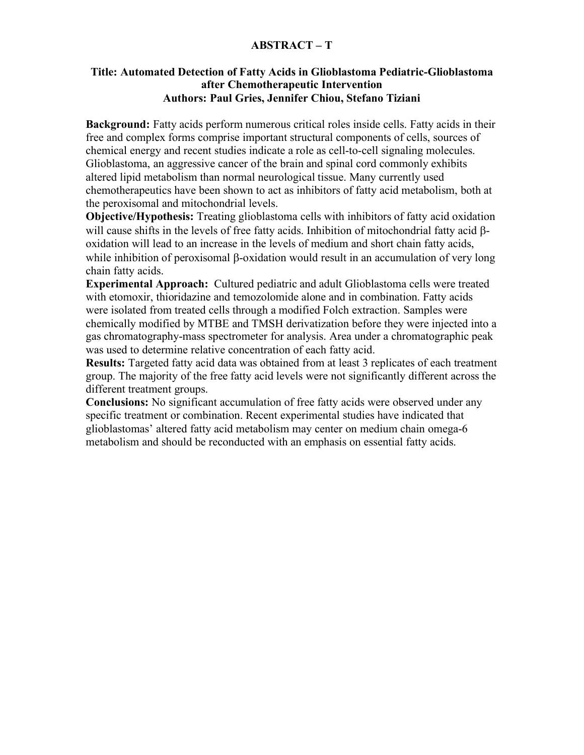## ABSTRACT – T

### Title: Automated Detection of Fatty Acids in Glioblastoma Pediatric-Glioblastoma after Chemotherapeutic Intervention

### Authors: Paul Gries, Jennifer Chiou, Stefano Tiziani

**Background:** Fatty acids perform numerous critical roles inside cells. Fatty acids in their free and complex forms comprise important structural components of cells, sources of chemical energy and recent studies indicate a role as cell-to-cell signaling molecules. Glioblastoma, an aggressive cancer of the brain and spinal cord commonly exhibits altered lipid metabolism than normal neurological tissue. Many currently used chemotherapeutics have been shown to act as inhibitors of fatty acid metabolism, both at the peroxisomal and mitochondrial levels.

**Objective/Hypothesis:** Treating glioblastoma cells with inhibitors of fatty acid oxidation will cause shifts in the levels of free fatty acids. Inhibition of mitochondrial fatty acid β-oxidation will lead to an increase in the levels of medium and short chain fatty acids, while inhibition of peroxisomal β-oxidation would result in an accumulation of very long chain fatty acids.

**Experimental Approach:** Cultured pediatric and adult Glioblastoma cells were treated with etomoxir, thioridazine and temozolomide alone and in combination. Fatty acids were isolated from treated cells through a modified Folch extraction. Samples were chemically modified by MTBE and TMSH derivatization before they were injected into a gas chromatography-mass spectrometer for analysis. Area under a chromatographic peak was used to determine relative concentration of each fatty acid.

**Results:** Targeted fatty acid data was obtained from at least 3 replicates of each treatment group. The majority of the free fatty acid levels were not significantly different across the different treatment groups.

**Conclusions:** No significant accumulation of free fatty acids were observed under any specific treatment or combination. Recent experimental studies have indicated that glioblastomas' altered fatty acid metabolism may center on medium chain omega-6 metabolism and should be reconducted with an emphasis on essential fatty acids.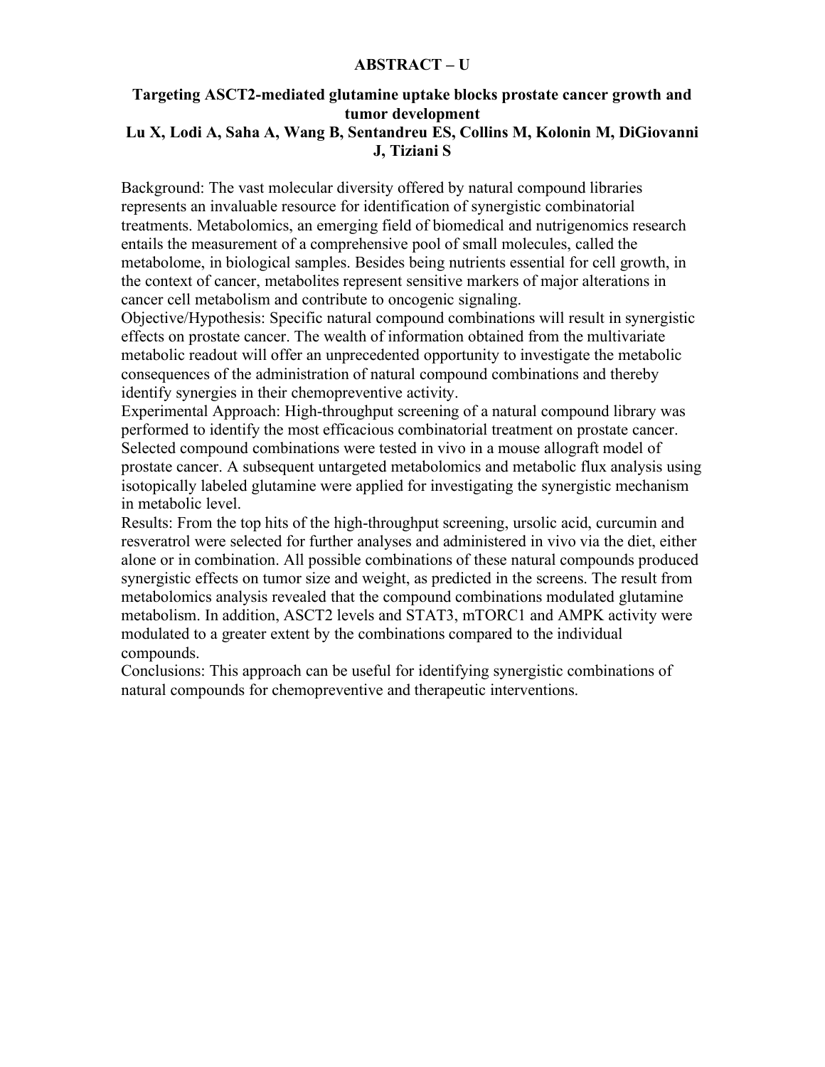**ABSTRACT – U**

**Targeting ASCT2-mediated glutamine uptake blocks prostate cancer growth and tumor development**

**Lu X, Lodi A, Saha A, Wang B, Sentandreu ES, Collins M, Kolonin M, DiGiovanni J, Tiziani S**

Background: The vast molecular diversity offered by natural compound libraries represents an invaluable resource for identification of synergistic combinatorial treatments. Metabolomics, an emerging field of biomedical and nutrigenomics research entails the measurement of a comprehensive pool of small molecules, called the metabolome, in biological samples. Besides being nutrients essential for cell growth, in the context of cancer, metabolites represent sensitive markers of major alterations in cancer cell metabolism and contribute to oncogenic signaling.

Objective/Hypothesis: Specific natural compound combinations will result in synergistic effects on prostate cancer. The wealth of information obtained from the multivariate metabolic readout will offer an unprecedented opportunity to investigate the metabolic consequences of the administration of natural compound combinations and thereby identify synergies in their chemopreventive activity.

Experimental Approach: High-throughput screening of a natural compound library was performed to identify the most efficacious combinatorial treatment on prostate cancer. Selected compound combinations were tested in vivo in a mouse allograft model of prostate cancer. A subsequent untargeted metabolomics and metabolic flux analysis using isotopically labeled glutamine were applied for investigating the synergistic mechanism in metabolic level.

Results: From the top hits of the high-throughput screening, ursolic acid, curcumin and resveratrol were selected for further analyses and administered in vivo via the diet, either alone or in combination. All possible combinations of these natural compounds produced synergistic effects on tumor size and weight, as predicted in the screens. The result from metabolomics analysis revealed that the compound combinations modulated glutamine metabolism. In addition, ASCT2 levels and STAT3, mTORC1 and AMPK activity were modulated to a greater extent by the combinations compared to the individual compounds.

Conclusions: This approach can be useful for identifying synergistic combinations of natural compounds for chemopreventive and therapeutic interventions.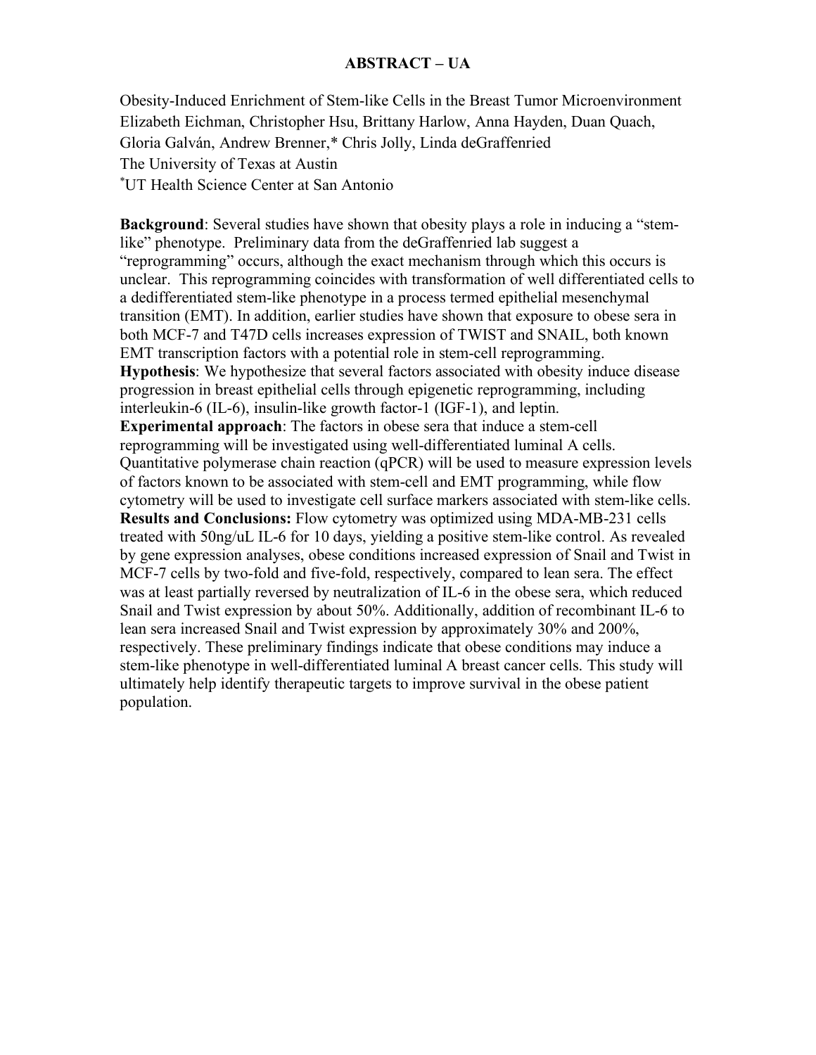**ABSTRACT – UA**

Obesity-Induced Enrichment of Stem-like Cells in the Breast Tumor Microenvironment
Elizabeth Eichman, Christopher Hsu, Brittany Harlow, Anna Hayden, Duan Quach, Gloria Galván, Andrew Brenner,* Chris Jolly, Linda deGraffenried
The University of Texas at Austin
*UT Health Science Center at San Antonio

**Background**: Several studies have shown that obesity plays a role in inducing a "stem-like" phenotype. Preliminary data from the deGraffenried lab suggest a "reprogramming" occurs, although the exact mechanism through which this occurs is unclear. This reprogramming coincides with transformation of well differentiated cells to a dedifferentiated stem-like phenotype in a process termed epithelial mesenchymal transition (EMT). In addition, earlier studies have shown that exposure to obese sera in both MCF-7 and T47D cells increases expression of TWIST and SNAIL, both known EMT transcription factors with a potential role in stem-cell reprogramming.
**Hypothesis**: We hypothesize that several factors associated with obesity induce disease progression in breast epithelial cells through epigenetic reprogramming, including interleukin-6 (IL-6), insulin-like growth factor-1 (IGF-1), and leptin.
**Experimental approach**: The factors in obese sera that induce a stem-cell reprogramming will be investigated using well-differentiated luminal A cells. Quantitative polymerase chain reaction (qPCR) will be used to measure expression levels of factors known to be associated with stem-cell and EMT programming, while flow cytometry will be used to investigate cell surface markers associated with stem-like cells.
**Results and Conclusions:** Flow cytometry was optimized using MDA-MB-231 cells treated with 50ng/uL IL-6 for 10 days, yielding a positive stem-like control. As revealed by gene expression analyses, obese conditions increased expression of Snail and Twist in MCF-7 cells by two-fold and five-fold, respectively, compared to lean sera. The effect was at least partially reversed by neutralization of IL-6 in the obese sera, which reduced Snail and Twist expression by about 50%. Additionally, addition of recombinant IL-6 to lean sera increased Snail and Twist expression by approximately 30% and 200%, respectively. These preliminary findings indicate that obese conditions may induce a stem-like phenotype in well-differentiated luminal A breast cancer cells. This study will ultimately help identify therapeutic targets to improve survival in the obese patient population.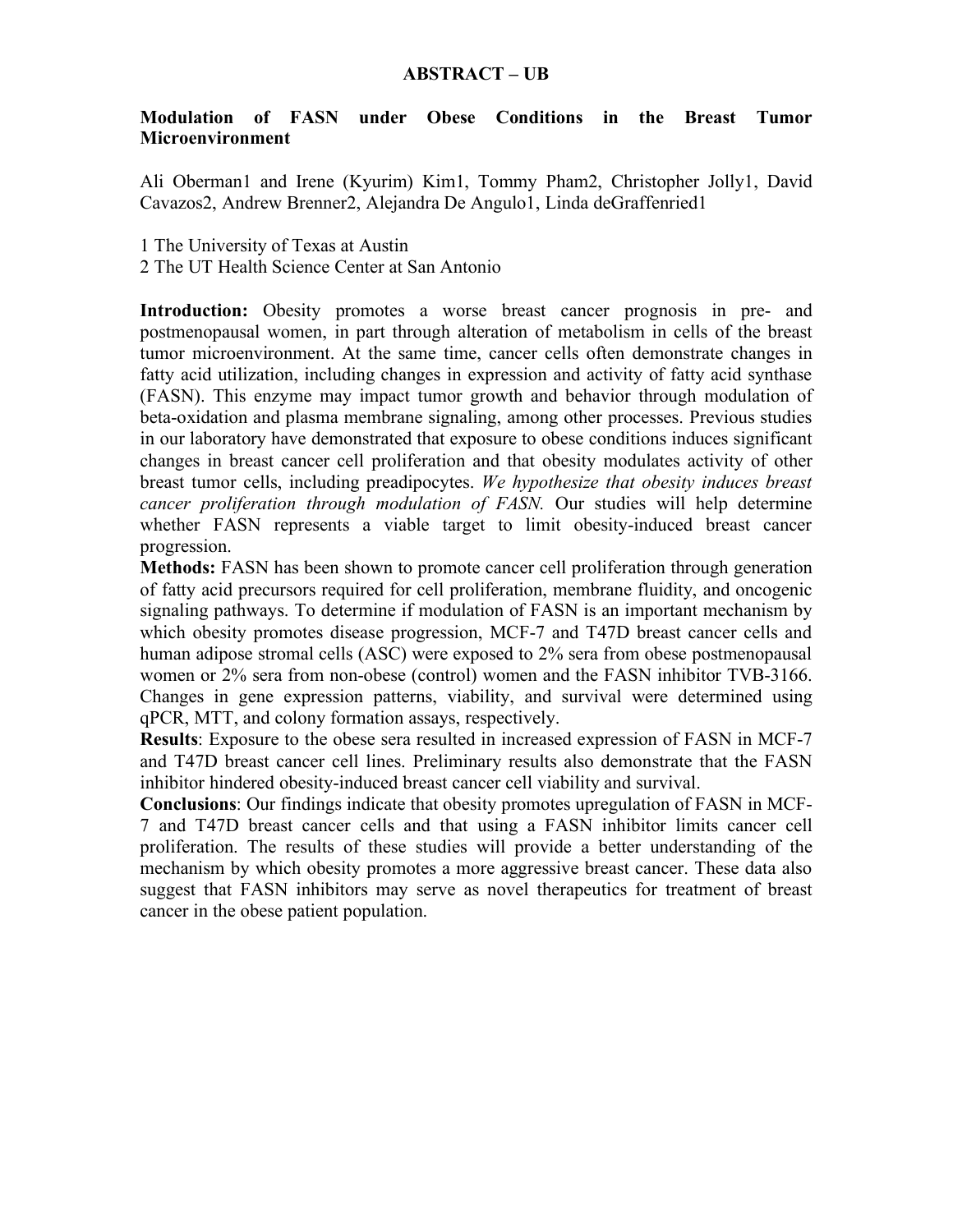## ABSTRACT – UB

### Modulation of FASN under Obese Conditions in the Breast Tumor Microenvironment

Ali Oberman[1] and Irene (Kyurim) Kim[1], Tommy Pham[2], Christopher Jolly[1], David Cavazos[2], Andrew Brenner[2], Alejandra De Angulo[1], Linda deGraffenried[1]

[1] The University of Texas at Austin
[2] The UT Health Science Center at San Antonio

**Introduction:** Obesity promotes a worse breast cancer prognosis in pre- and postmenopausal women, in part through alteration of metabolism in cells of the breast tumor microenvironment. At the same time, cancer cells often demonstrate changes in fatty acid utilization, including changes in expression and activity of fatty acid synthase (FASN). This enzyme may impact tumor growth and behavior through modulation of beta-oxidation and plasma membrane signaling, among other processes. Previous studies in our laboratory have demonstrated that exposure to obese conditions induces significant changes in breast cancer cell proliferation and that obesity modulates activity of other breast tumor cells, including preadipocytes. *We hypothesize that obesity induces breast cancer proliferation through modulation of FASN.* Our studies will help determine whether FASN represents a viable target to limit obesity-induced breast cancer progression.

**Methods:** FASN has been shown to promote cancer cell proliferation through generation of fatty acid precursors required for cell proliferation, membrane fluidity, and oncogenic signaling pathways. To determine if modulation of FASN is an important mechanism by which obesity promotes disease progression, MCF-7 and T47D breast cancer cells and human adipose stromal cells (ASC) were exposed to 2% sera from obese postmenopausal women or 2% sera from non-obese (control) women and the FASN inhibitor TVB-3166. Changes in gene expression patterns, viability, and survival were determined using qPCR, MTT, and colony formation assays, respectively.

**Results**: Exposure to the obese sera resulted in increased expression of FASN in MCF-7 and T47D breast cancer cell lines. Preliminary results also demonstrate that the FASN inhibitor hindered obesity-induced breast cancer cell viability and survival.

**Conclusions**: Our findings indicate that obesity promotes upregulation of FASN in MCF-7 and T47D breast cancer cells and that using a FASN inhibitor limits cancer cell proliferation. The results of these studies will provide a better understanding of the mechanism by which obesity promotes a more aggressive breast cancer. These data also suggest that FASN inhibitors may serve as novel therapeutics for treatment of breast cancer in the obese patient population.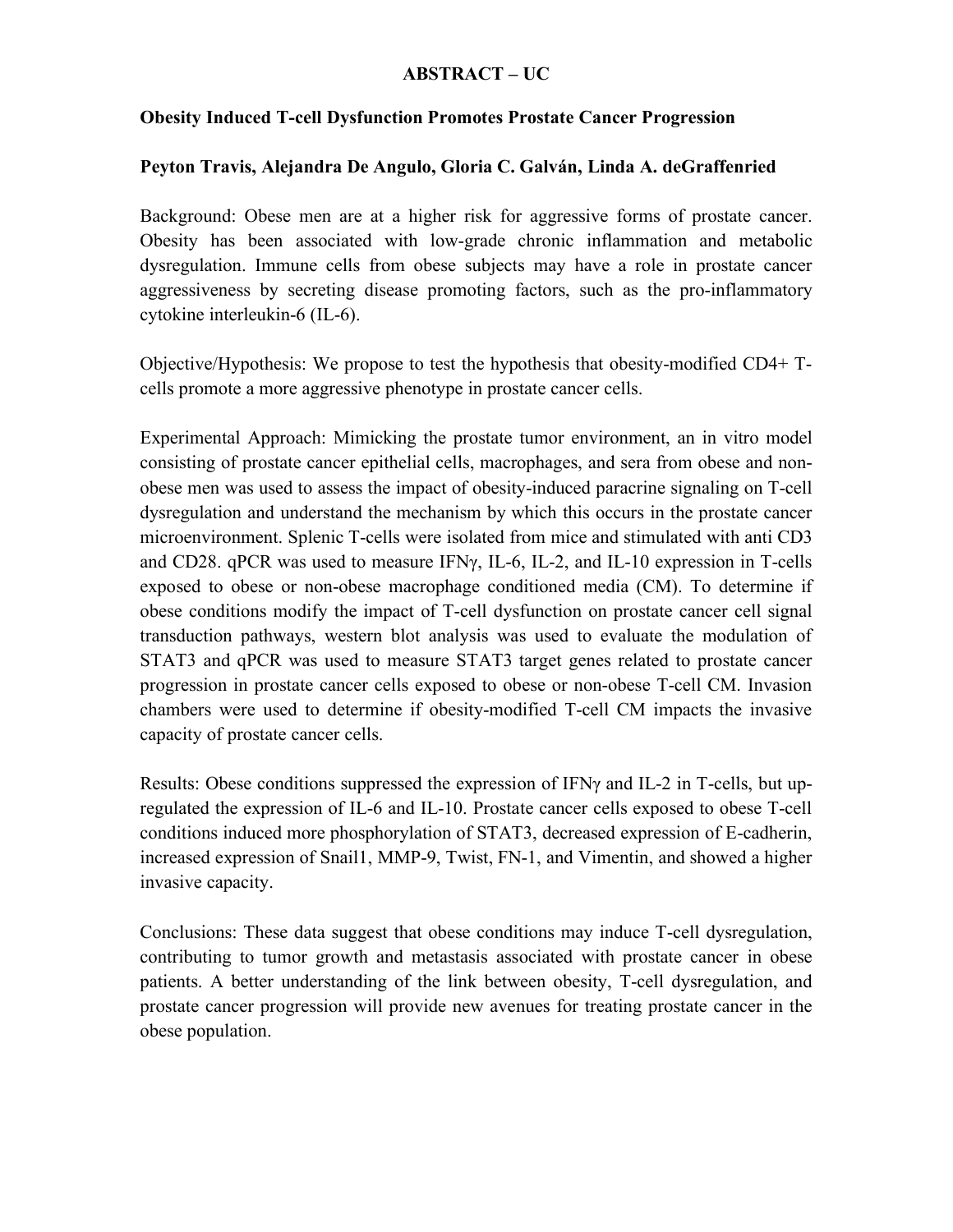**ABSTRACT – UC**

**Obesity Induced T-cell Dysfunction Promotes Prostate Cancer Progression**

**Peyton Travis, Alejandra De Angulo, Gloria C. Galván, Linda A. deGraffenried**

Background: Obese men are at a higher risk for aggressive forms of prostate cancer. Obesity has been associated with low-grade chronic inflammation and metabolic dysregulation. Immune cells from obese subjects may have a role in prostate cancer aggressiveness by secreting disease promoting factors, such as the pro-inflammatory cytokine interleukin-6 (IL-6).

Objective/Hypothesis: We propose to test the hypothesis that obesity-modified CD4+ T-cells promote a more aggressive phenotype in prostate cancer cells.

Experimental Approach: Mimicking the prostate tumor environment, an in vitro model consisting of prostate cancer epithelial cells, macrophages, and sera from obese and non-obese men was used to assess the impact of obesity-induced paracrine signaling on T-cell dysregulation and understand the mechanism by which this occurs in the prostate cancer microenvironment. Splenic T-cells were isolated from mice and stimulated with anti CD3 and CD28. qPCR was used to measure IFNγ, IL-6, IL-2, and IL-10 expression in T-cells exposed to obese or non-obese macrophage conditioned media (CM). To determine if obese conditions modify the impact of T-cell dysfunction on prostate cancer cell signal transduction pathways, western blot analysis was used to evaluate the modulation of STAT3 and qPCR was used to measure STAT3 target genes related to prostate cancer progression in prostate cancer cells exposed to obese or non-obese T-cell CM. Invasion chambers were used to determine if obesity-modified T-cell CM impacts the invasive capacity of prostate cancer cells.

Results: Obese conditions suppressed the expression of IFNγ and IL-2 in T-cells, but up-regulated the expression of IL-6 and IL-10. Prostate cancer cells exposed to obese T-cell conditions induced more phosphorylation of STAT3, decreased expression of E-cadherin, increased expression of Snail1, MMP-9, Twist, FN-1, and Vimentin, and showed a higher invasive capacity.

Conclusions: These data suggest that obese conditions may induce T-cell dysregulation, contributing to tumor growth and metastasis associated with prostate cancer in obese patients. A better understanding of the link between obesity, T-cell dysregulation, and prostate cancer progression will provide new avenues for treating prostate cancer in the obese population.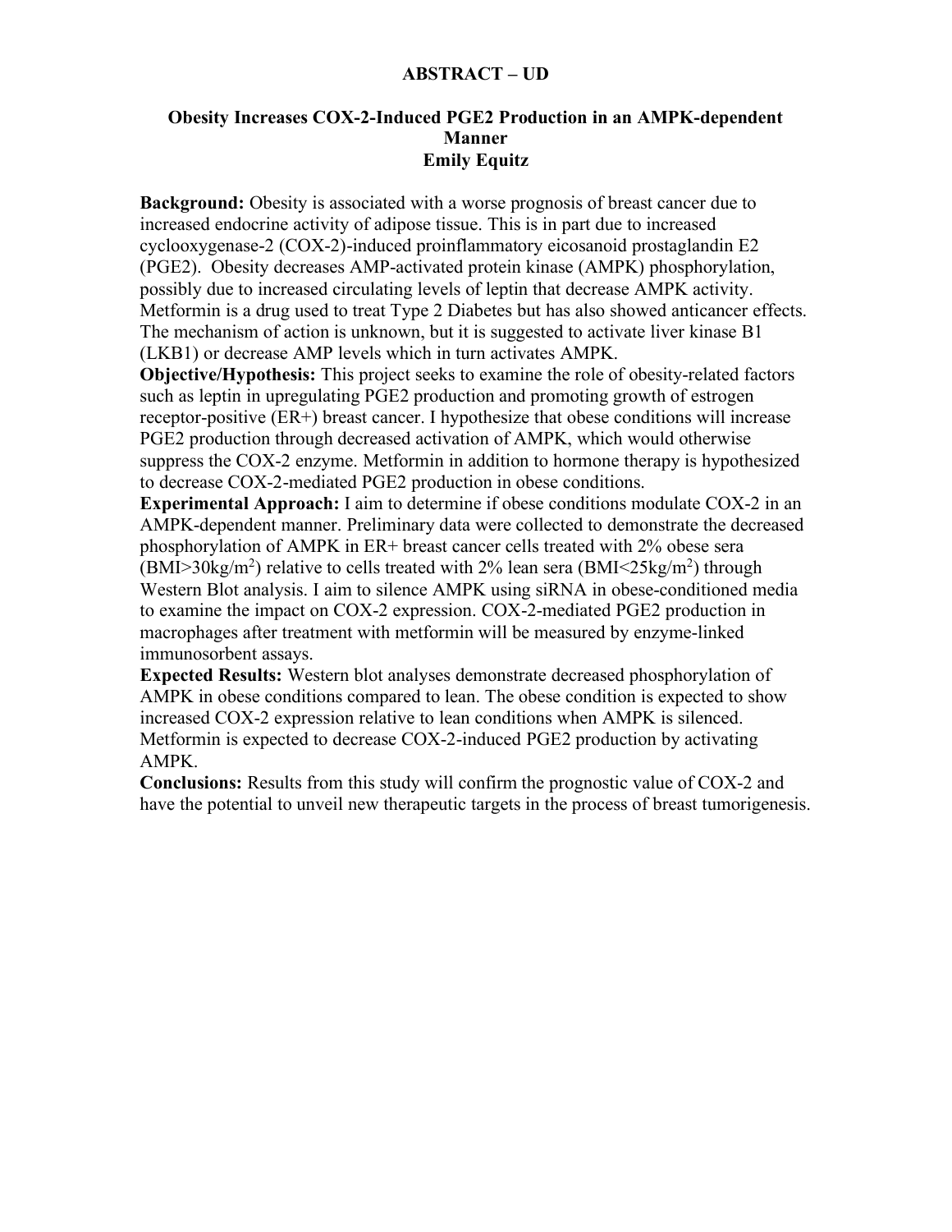**ABSTRACT – UD**

# Obesity Increases COX-2-Induced PGE2 Production in an AMPK-dependent Manner

**Emily Equitz**

**Background:** Obesity is associated with a worse prognosis of breast cancer due to increased endocrine activity of adipose tissue. This is in part due to increased cyclooxygenase-2 (COX-2)-induced proinflammatory eicosanoid prostaglandin E2 (PGE2). Obesity decreases AMP-activated protein kinase (AMPK) phosphorylation, possibly due to increased circulating levels of leptin that decrease AMPK activity. Metformin is a drug used to treat Type 2 Diabetes but has also showed anticancer effects. The mechanism of action is unknown, but it is suggested to activate liver kinase B1 (LKB1) or decrease AMP levels which in turn activates AMPK.

**Objective/Hypothesis:** This project seeks to examine the role of obesity-related factors such as leptin in upregulating PGE2 production and promoting growth of estrogen receptor-positive (ER+) breast cancer. I hypothesize that obese conditions will increase PGE2 production through decreased activation of AMPK, which would otherwise suppress the COX-2 enzyme. Metformin in addition to hormone therapy is hypothesized to decrease COX-2-mediated PGE2 production in obese conditions.

**Experimental Approach:** I aim to determine if obese conditions modulate COX-2 in an AMPK-dependent manner. Preliminary data were collected to demonstrate the decreased phosphorylation of AMPK in ER+ breast cancer cells treated with 2% obese sera ($BMI>30kg/m^2$) relative to cells treated with 2% lean sera ($BMI<25kg/m^2$) through Western Blot analysis. I aim to silence AMPK using siRNA in obese-conditioned media to examine the impact on COX-2 expression. COX-2-mediated PGE2 production in macrophages after treatment with metformin will be measured by enzyme-linked immunosorbent assays.

**Expected Results:** Western blot analyses demonstrate decreased phosphorylation of AMPK in obese conditions compared to lean. The obese condition is expected to show increased COX-2 expression relative to lean conditions when AMPK is silenced. Metformin is expected to decrease COX-2-induced PGE2 production by activating AMPK.

**Conclusions:** Results from this study will confirm the prognostic value of COX-2 and have the potential to unveil new therapeutic targets in the process of breast tumorigenesis.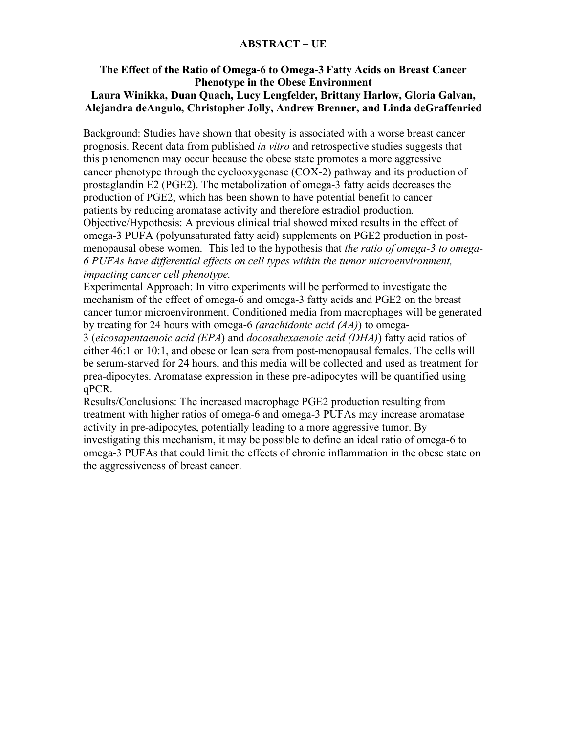**ABSTRACT – UE**

**The Effect of the Ratio of Omega-6 to Omega-3 Fatty Acids on Breast Cancer Phenotype in the Obese Environment**

**Laura Winikka, Duan Quach, Lucy Lengfelder, Brittany Harlow, Gloria Galvan, Alejandra deAngulo, Christopher Jolly, Andrew Brenner, and Linda deGraffenried**

Background: Studies have shown that obesity is associated with a worse breast cancer prognosis. Recent data from published *in vitro* and retrospective studies suggests that this phenomenon may occur because the obese state promotes a more aggressive cancer phenotype through the cyclooxygenase (COX-2) pathway and its production of prostaglandin E2 (PGE2). The metabolization of omega-3 fatty acids decreases the production of PGE2, which has been shown to have potential benefit to cancer patients by reducing aromatase activity and therefore estradiol production.

Objective/Hypothesis: A previous clinical trial showed mixed results in the effect of omega-3 PUFA (polyunsaturated fatty acid) supplements on PGE2 production in post-menopausal obese women. This led to the hypothesis that *the ratio of omega-3 to omega-6 PUFAs have differential effects on cell types within the tumor microenvironment, impacting cancer cell phenotype.*

Experimental Approach: In vitro experiments will be performed to investigate the mechanism of the effect of omega-6 and omega-3 fatty acids and PGE2 on the breast cancer tumor microenvironment. Conditioned media from macrophages will be generated by treating for 24 hours with omega-6 *(arachidonic acid (AA)*) to omega-3 (*eicosapentaenoic acid (EPA*) and *docosahexaenoic acid (DHA)*) fatty acid ratios of either 46:1 or 10:1, and obese or lean sera from post-menopausal females. The cells will be serum-starved for 24 hours, and this media will be collected and used as treatment for prea-dipocytes. Aromatase expression in these pre-adipocytes will be quantified using qPCR.

Results/Conclusions: The increased macrophage PGE2 production resulting from treatment with higher ratios of omega-6 and omega-3 PUFAs may increase aromatase activity in pre-adipocytes, potentially leading to a more aggressive tumor. By investigating this mechanism, it may be possible to define an ideal ratio of omega-6 to omega-3 PUFAs that could limit the effects of chronic inflammation in the obese state on the aggressiveness of breast cancer.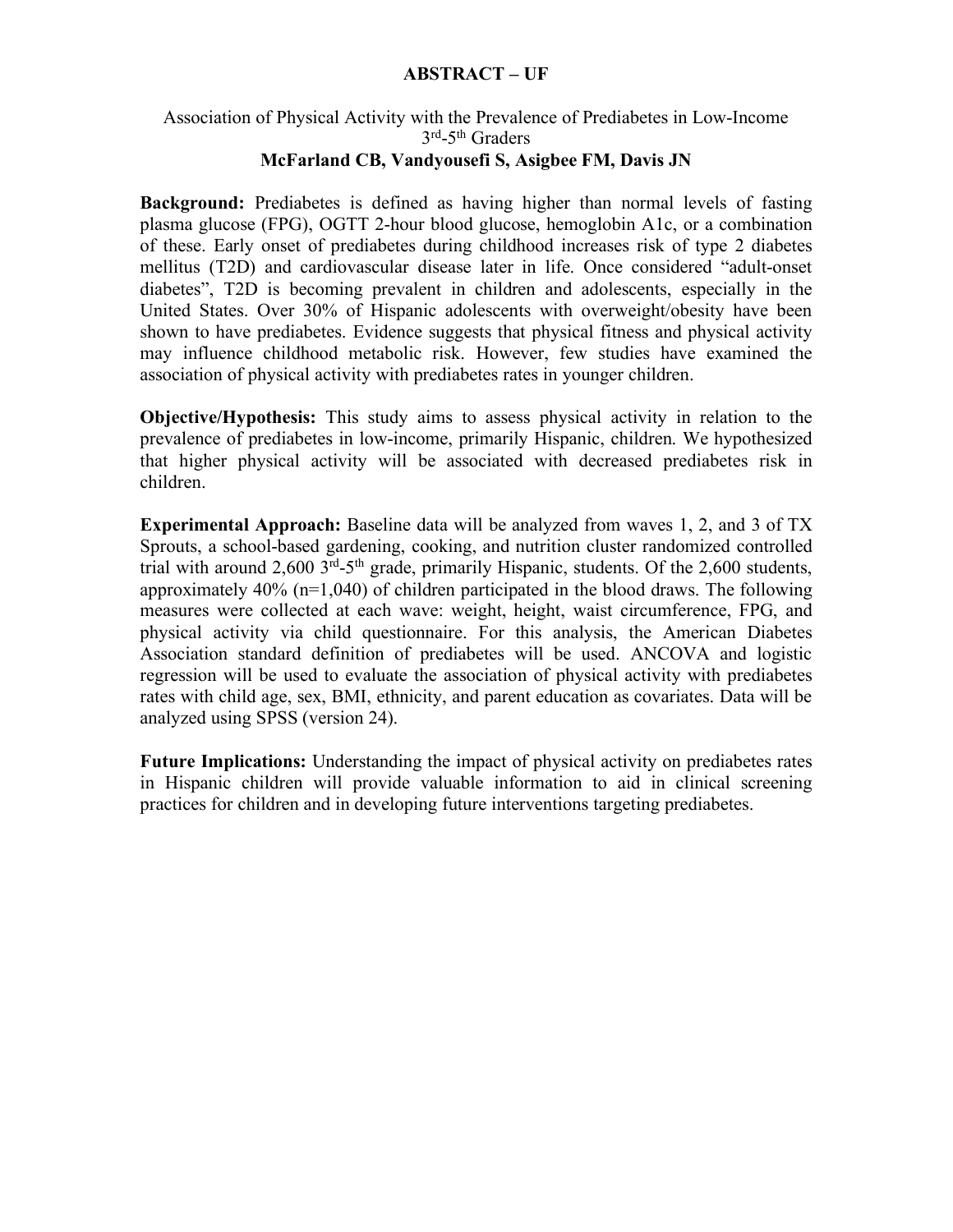**ABSTRACT – UF**

Association of Physical Activity with the Prevalence of Prediabetes in Low-Income 3rd-5th Graders

**McFarland CB, Vandyousefi S, Asigbee FM, Davis JN**

**Background:** Prediabetes is defined as having higher than normal levels of fasting plasma glucose (FPG), OGTT 2-hour blood glucose, hemoglobin A1c, or a combination of these. Early onset of prediabetes during childhood increases risk of type 2 diabetes mellitus (T2D) and cardiovascular disease later in life. Once considered "adult-onset diabetes", T2D is becoming prevalent in children and adolescents, especially in the United States. Over 30% of Hispanic adolescents with overweight/obesity have been shown to have prediabetes. Evidence suggests that physical fitness and physical activity may influence childhood metabolic risk. However, few studies have examined the association of physical activity with prediabetes rates in younger children.

**Objective/Hypothesis:** This study aims to assess physical activity in relation to the prevalence of prediabetes in low-income, primarily Hispanic, children. We hypothesized that higher physical activity will be associated with decreased prediabetes risk in children.

**Experimental Approach:** Baseline data will be analyzed from waves 1, 2, and 3 of TX Sprouts, a school-based gardening, cooking, and nutrition cluster randomized controlled trial with around 2,600 3rd-5th grade, primarily Hispanic, students. Of the 2,600 students, approximately 40% (n=1,040) of children participated in the blood draws. The following measures were collected at each wave: weight, height, waist circumference, FPG, and physical activity via child questionnaire. For this analysis, the American Diabetes Association standard definition of prediabetes will be used. ANCOVA and logistic regression will be used to evaluate the association of physical activity with prediabetes rates with child age, sex, BMI, ethnicity, and parent education as covariates. Data will be analyzed using SPSS (version 24).

**Future Implications:** Understanding the impact of physical activity on prediabetes rates in Hispanic children will provide valuable information to aid in clinical screening practices for children and in developing future interventions targeting prediabetes.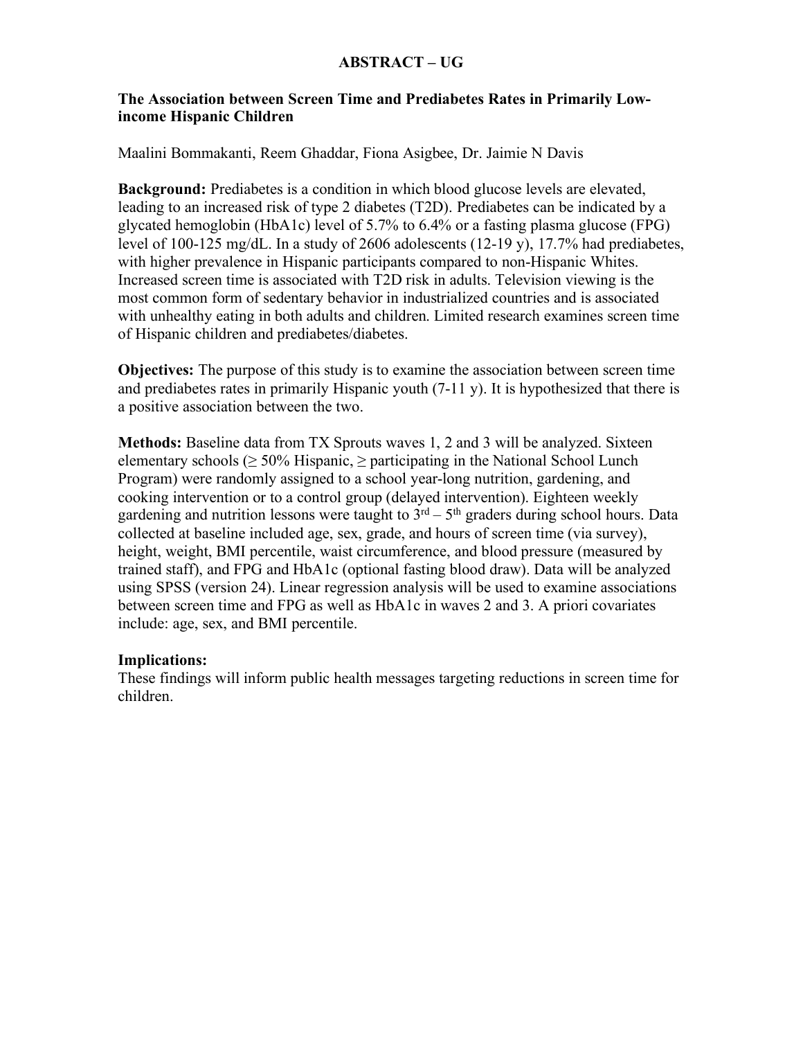## ABSTRACT – UG

### The Association between Screen Time and Prediabetes Rates in Primarily Low-income Hispanic Children

Maalini Bommakanti, Reem Ghaddar, Fiona Asigbee, Dr. Jaimie N Davis

**Background:** Prediabetes is a condition in which blood glucose levels are elevated, leading to an increased risk of type 2 diabetes (T2D). Prediabetes can be indicated by a glycated hemoglobin (HbA1c) level of 5.7% to 6.4% or a fasting plasma glucose (FPG) level of 100-125 mg/dL. In a study of 2606 adolescents (12-19 y), 17.7% had prediabetes, with higher prevalence in Hispanic participants compared to non-Hispanic Whites. Increased screen time is associated with T2D risk in adults. Television viewing is the most common form of sedentary behavior in industrialized countries and is associated with unhealthy eating in both adults and children. Limited research examines screen time of Hispanic children and prediabetes/diabetes.

**Objectives:** The purpose of this study is to examine the association between screen time and prediabetes rates in primarily Hispanic youth (7-11 y). It is hypothesized that there is a positive association between the two.

**Methods:** Baseline data from TX Sprouts waves 1, 2 and 3 will be analyzed. Sixteen elementary schools (≥ 50% Hispanic, ≥ participating in the National School Lunch Program) were randomly assigned to a school year-long nutrition, gardening, and cooking intervention or to a control group (delayed intervention). Eighteen weekly gardening and nutrition lessons were taught to 3rd – 5th graders during school hours. Data collected at baseline included age, sex, grade, and hours of screen time (via survey), height, weight, BMI percentile, waist circumference, and blood pressure (measured by trained staff), and FPG and HbA1c (optional fasting blood draw). Data will be analyzed using SPSS (version 24). Linear regression analysis will be used to examine associations between screen time and FPG as well as HbA1c in waves 2 and 3. A priori covariates include: age, sex, and BMI percentile.

**Implications:**

These findings will inform public health messages targeting reductions in screen time for children.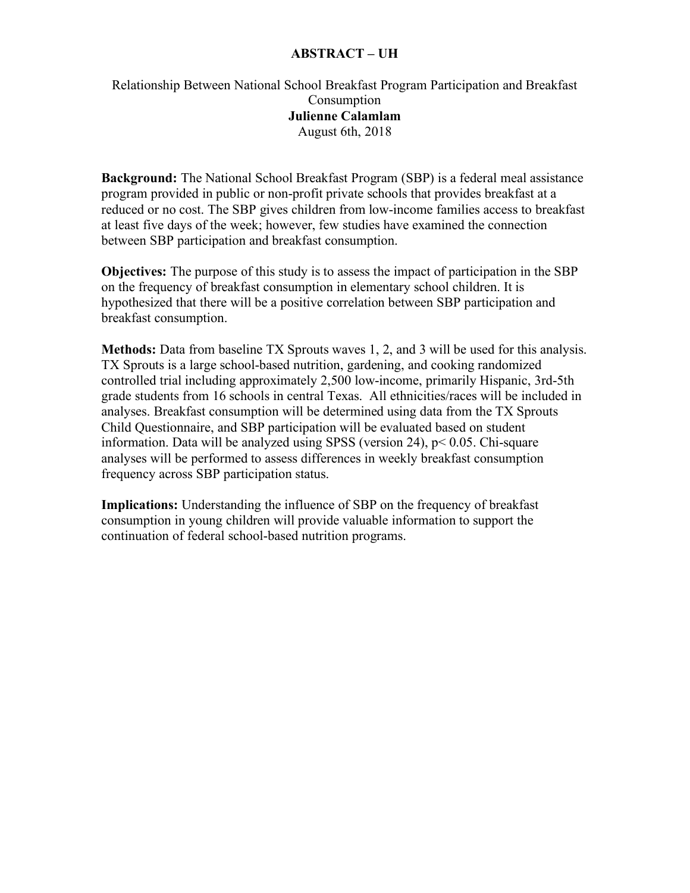**ABSTRACT – UH**

Relationship Between National School Breakfast Program Participation and Breakfast Consumption

**Julienne Calamlam**

August 6th, 2018

**Background:** The National School Breakfast Program (SBP) is a federal meal assistance program provided in public or non-profit private schools that provides breakfast at a reduced or no cost. The SBP gives children from low-income families access to breakfast at least five days of the week; however, few studies have examined the connection between SBP participation and breakfast consumption.

**Objectives:** The purpose of this study is to assess the impact of participation in the SBP on the frequency of breakfast consumption in elementary school children. It is hypothesized that there will be a positive correlation between SBP participation and breakfast consumption.

**Methods:** Data from baseline TX Sprouts waves 1, 2, and 3 will be used for this analysis. TX Sprouts is a large school-based nutrition, gardening, and cooking randomized controlled trial including approximately 2,500 low-income, primarily Hispanic, 3rd-5th grade students from 16 schools in central Texas. All ethnicities/races will be included in analyses. Breakfast consumption will be determined using data from the TX Sprouts Child Questionnaire, and SBP participation will be evaluated based on student information. Data will be analyzed using SPSS (version 24), $p < 0.05$. Chi-square analyses will be performed to assess differences in weekly breakfast consumption frequency across SBP participation status.

**Implications:** Understanding the influence of SBP on the frequency of breakfast consumption in young children will provide valuable information to support the continuation of federal school-based nutrition programs.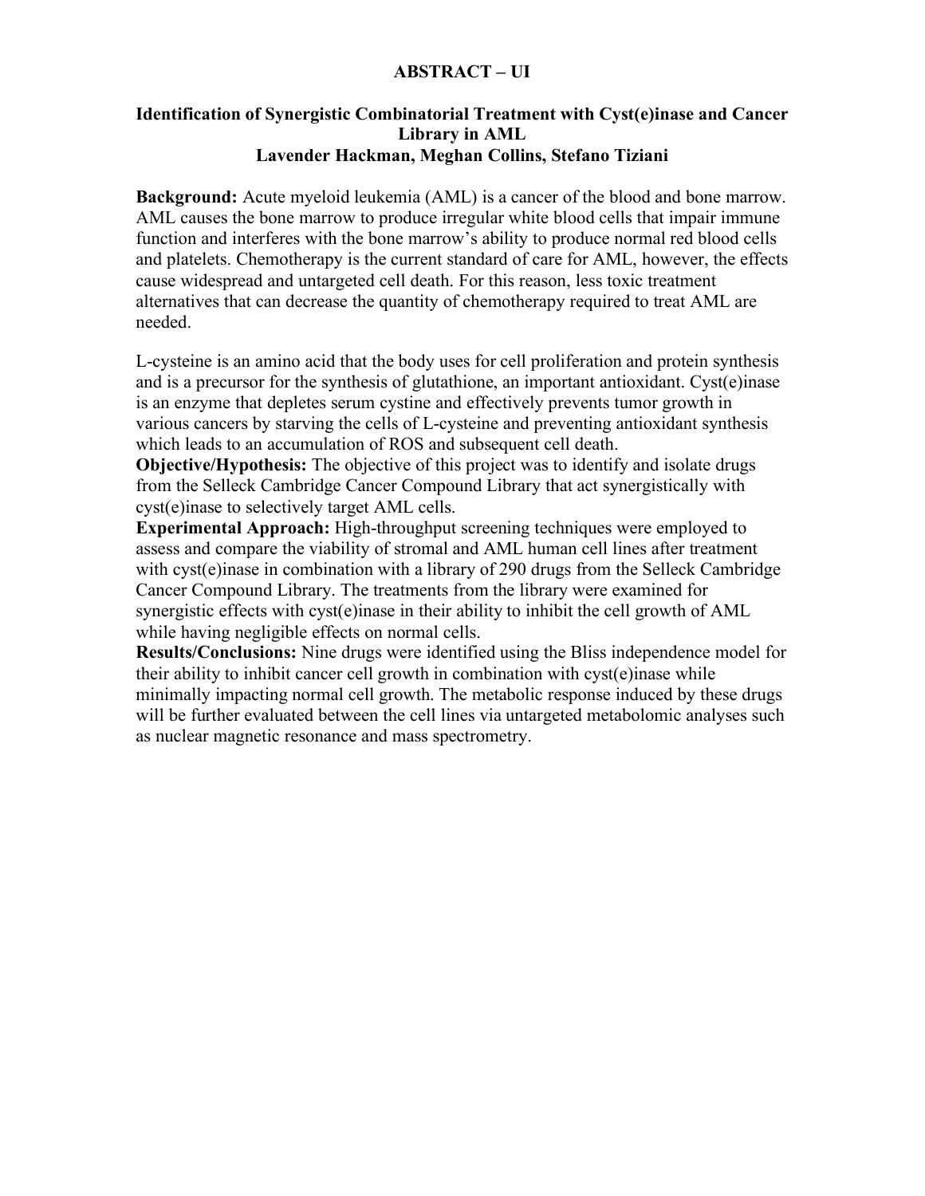**ABSTRACT – UI**

**Identification of Synergistic Combinatorial Treatment with Cyst(e)inase and Cancer Library in AML**
**Lavender Hackman, Meghan Collins, Stefano Tiziani**

**Background:** Acute myeloid leukemia (AML) is a cancer of the blood and bone marrow. AML causes the bone marrow to produce irregular white blood cells that impair immune function and interferes with the bone marrow's ability to produce normal red blood cells and platelets. Chemotherapy is the current standard of care for AML, however, the effects cause widespread and untargeted cell death. For this reason, less toxic treatment alternatives that can decrease the quantity of chemotherapy required to treat AML are needed.

L-cysteine is an amino acid that the body uses for cell proliferation and protein synthesis and is a precursor for the synthesis of glutathione, an important antioxidant. Cyst(e)inase is an enzyme that depletes serum cystine and effectively prevents tumor growth in various cancers by starving the cells of L-cysteine and preventing antioxidant synthesis which leads to an accumulation of ROS and subsequent cell death.

**Objective/Hypothesis:** The objective of this project was to identify and isolate drugs from the Selleck Cambridge Cancer Compound Library that act synergistically with cyst(e)inase to selectively target AML cells.

**Experimental Approach:** High-throughput screening techniques were employed to assess and compare the viability of stromal and AML human cell lines after treatment with cyst(e)inase in combination with a library of 290 drugs from the Selleck Cambridge Cancer Compound Library. The treatments from the library were examined for synergistic effects with cyst(e)inase in their ability to inhibit the cell growth of AML while having negligible effects on normal cells.

**Results/Conclusions:** Nine drugs were identified using the Bliss independence model for their ability to inhibit cancer cell growth in combination with cyst(e)inase while minimally impacting normal cell growth. The metabolic response induced by these drugs will be further evaluated between the cell lines via untargeted metabolomic analyses such as nuclear magnetic resonance and mass spectrometry.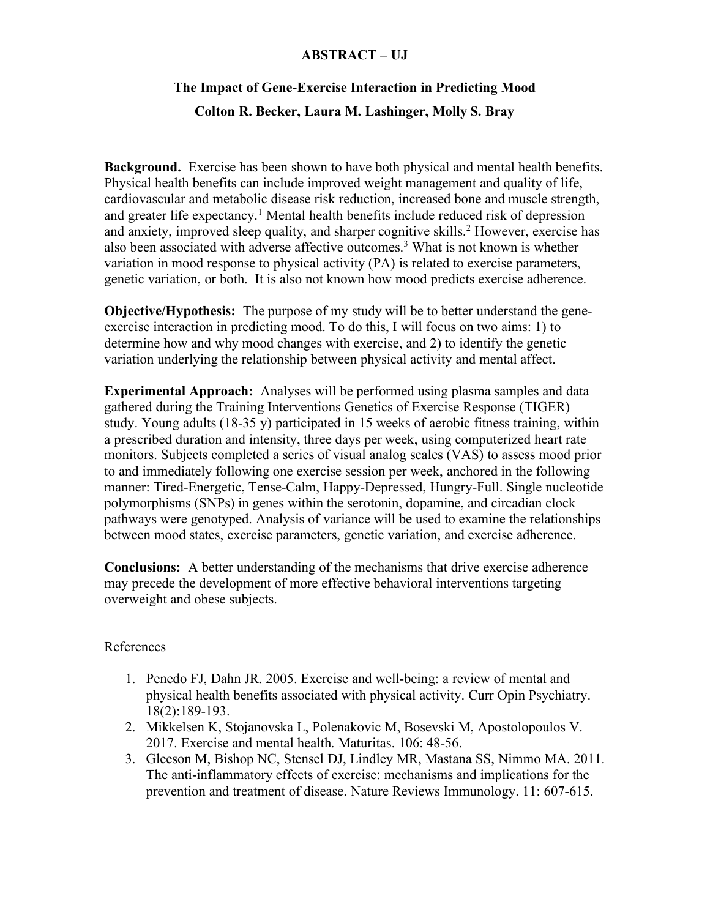# ABSTRACT – UJ

## The Impact of Gene-Exercise Interaction in Predicting Mood

**Colton R. Becker, Laura M. Lashinger, Molly S. Bray**

**Background.** Exercise has been shown to have both physical and mental health benefits. Physical health benefits can include improved weight management and quality of life, cardiovascular and metabolic disease risk reduction, increased bone and muscle strength, and greater life expectancy.[1] Mental health benefits include reduced risk of depression and anxiety, improved sleep quality, and sharper cognitive skills.[2] However, exercise has also been associated with adverse affective outcomes.[3] What is not known is whether variation in mood response to physical activity (PA) is related to exercise parameters, genetic variation, or both. It is also not known how mood predicts exercise adherence.

**Objective/Hypothesis:** The purpose of my study will be to better understand the gene-exercise interaction in predicting mood. To do this, I will focus on two aims: 1) to determine how and why mood changes with exercise, and 2) to identify the genetic variation underlying the relationship between physical activity and mental affect.

**Experimental Approach:** Analyses will be performed using plasma samples and data gathered during the Training Interventions Genetics of Exercise Response (TIGER) study. Young adults (18-35 y) participated in 15 weeks of aerobic fitness training, within a prescribed duration and intensity, three days per week, using computerized heart rate monitors. Subjects completed a series of visual analog scales (VAS) to assess mood prior to and immediately following one exercise session per week, anchored in the following manner: Tired-Energetic, Tense-Calm, Happy-Depressed, Hungry-Full. Single nucleotide polymorphisms (SNPs) in genes within the serotonin, dopamine, and circadian clock pathways were genotyped. Analysis of variance will be used to examine the relationships between mood states, exercise parameters, genetic variation, and exercise adherence.

**Conclusions:** A better understanding of the mechanisms that drive exercise adherence may precede the development of more effective behavioral interventions targeting overweight and obese subjects.

References

1. Penedo FJ, Dahn JR. 2005. Exercise and well-being: a review of mental and physical health benefits associated with physical activity. Curr Opin Psychiatry. 18(2):189-193.
2. Mikkelsen K, Stojanovska L, Polenakovic M, Bosevski M, Apostolopoulos V. 2017. Exercise and mental health. Maturitas. 106: 48-56.
3. Gleeson M, Bishop NC, Stensel DJ, Lindley MR, Mastana SS, Nimmo MA. 2011. The anti-inflammatory effects of exercise: mechanisms and implications for the prevention and treatment of disease. Nature Reviews Immunology. 11: 607-615.